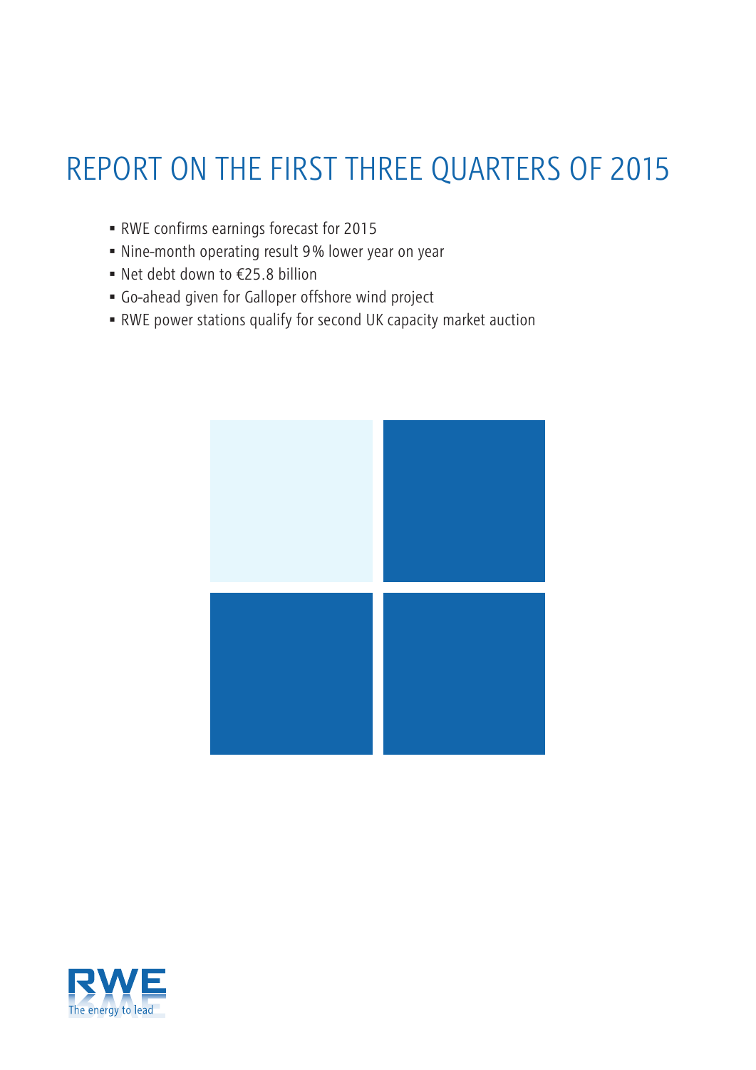# REPORT ON THE FIRST THREE QUARTERS OF 2015

- RWE confirms earnings forecast for 2015
- Nine-month operating result 9% lower year on year
- Net debt down to €25.8 billion
- Go-ahead given for Galloper offshore wind project
- RWE power stations qualify for second UK capacity market auction

RWE
The energy to lead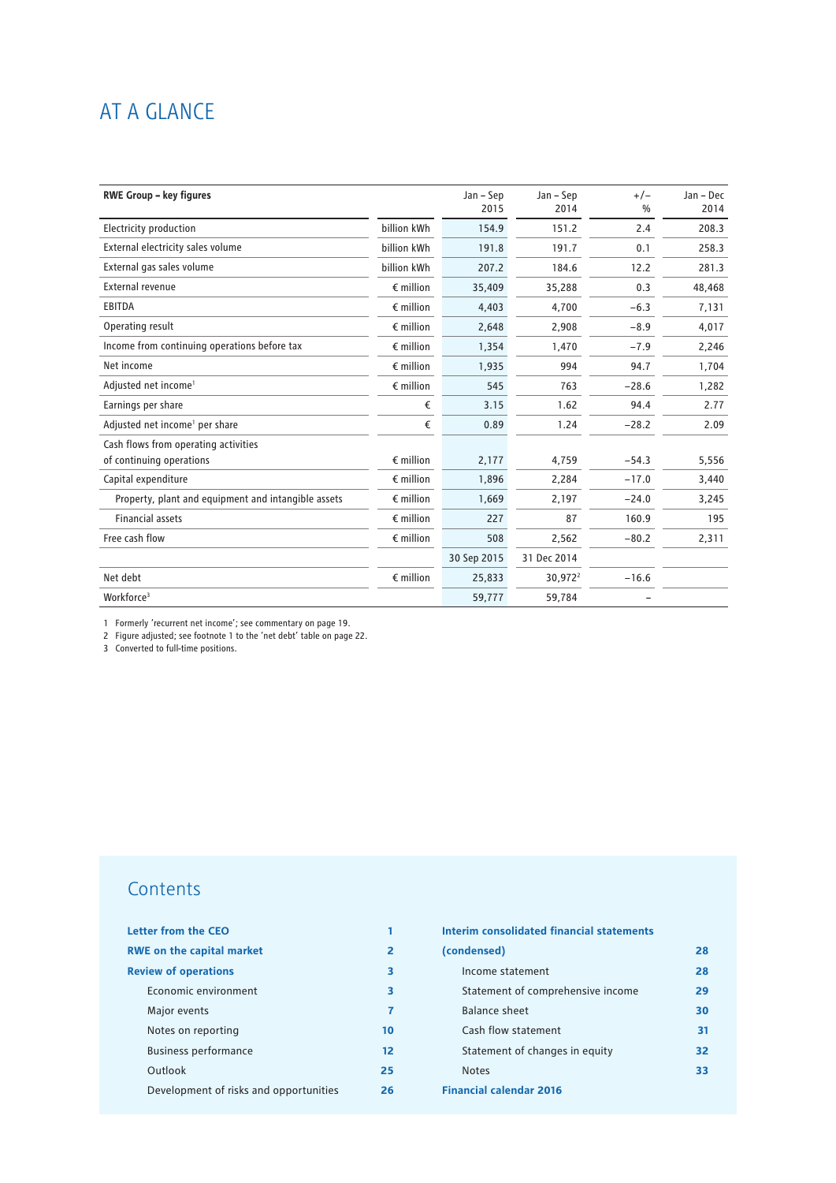# AT A GLANCE

| RWE Group – key figures | | Jan – Sep 2015 | Jan – Sep 2014 | +/– % | Jan – Dec 2014 |
|---|---|---|---|---|---|
| Electricity production | billion kWh | 154.9 | 151.2 | 2.4 | 208.3 |
| External electricity sales volume | billion kWh | 191.8 | 191.7 | 0.1 | 258.3 |
| External gas sales volume | billion kWh | 207.2 | 184.6 | 12.2 | 281.3 |
| External revenue | € million | 35,409 | 35,288 | 0.3 | 48,468 |
| EBITDA | € million | 4,403 | 4,700 | −6.3 | 7,131 |
| Operating result | € million | 2,648 | 2,908 | −8.9 | 4,017 |
| Income from continuing operations before tax | € million | 1,354 | 1,470 | −7.9 | 2,246 |
| Net income | € million | 1,935 | 994 | 94.7 | 1,704 |
| Adjusted net income[1] | € million | 545 | 763 | −28.6 | 1,282 |
| Earnings per share | € | 3.15 | 1.62 | 94.4 | 2.77 |
| Adjusted net income[1] per share | € | 0.89 | 1.24 | −28.2 | 2.09 |
| Cash flows from operating activities of continuing operations | € million | 2,177 | 4,759 | −54.3 | 5,556 |
| Capital expenditure | € million | 1,896 | 2,284 | −17.0 | 3,440 |
| Property, plant and equipment and intangible assets | € million | 1,669 | 2,197 | −24.0 | 3,245 |
| Financial assets | € million | 227 | 87 | 160.9 | 195 |
| Free cash flow | € million | 508 | 2,562 | −80.2 | 2,311 |
| | | 30 Sep 2015 | 31 Dec 2014 | | |
| Net debt | € million | 25,833 | 30,972[2] | −16.6 | |
| Workforce[3] | | 59,777 | 59,784 | – | |

1 Formerly 'recurrent net income'; see commentary on page 19.
2 Figure adjusted; see footnote 1 to the 'net debt' table on page 22.
3 Converted to full-time positions.

## Contents

- **Letter from the CEO** 1
- **RWE on the capital market** 2
- **Review of operations** 3
  - Economic environment 3
  - Major events 7
  - Notes on reporting 10
  - Business performance 12
  - Outlook 25
  - Development of risks and opportunities 26
- **Interim consolidated financial statements (condensed)** 28
  - Income statement 28
  - Statement of comprehensive income 29
  - Balance sheet 30
  - Cash flow statement 31
  - Statement of changes in equity 32
  - Notes 33
- **Financial calendar 2016**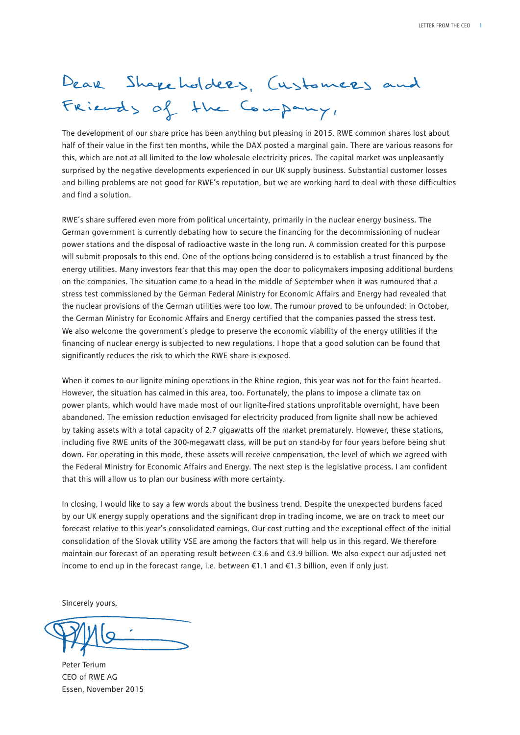# Dear Shareholders, Customers and Friends of the Company,

The development of our share price has been anything but pleasing in 2015. RWE common shares lost about half of their value in the first ten months, while the DAX posted a marginal gain. There are various reasons for this, which are not at all limited to the low wholesale electricity prices. The capital market was unpleasantly surprised by the negative developments experienced in our UK supply business. Substantial customer losses and billing problems are not good for RWE's reputation, but we are working hard to deal with these difficulties and find a solution.

RWE's share suffered even more from political uncertainty, primarily in the nuclear energy business. The German government is currently debating how to secure the financing for the decommissioning of nuclear power stations and the disposal of radioactive waste in the long run. A commission created for this purpose will submit proposals to this end. One of the options being considered is to establish a trust financed by the energy utilities. Many investors fear that this may open the door to policymakers imposing additional burdens on the companies. The situation came to a head in the middle of September when it was rumoured that a stress test commissioned by the German Federal Ministry for Economic Affairs and Energy had revealed that the nuclear provisions of the German utilities were too low. The rumour proved to be unfounded: in October, the German Ministry for Economic Affairs and Energy certified that the companies passed the stress test. We also welcome the government's pledge to preserve the economic viability of the energy utilities if the financing of nuclear energy is subjected to new regulations. I hope that a good solution can be found that significantly reduces the risk to which the RWE share is exposed.

When it comes to our lignite mining operations in the Rhine region, this year was not for the faint hearted. However, the situation has calmed in this area, too. Fortunately, the plans to impose a climate tax on power plants, which would have made most of our lignite-fired stations unprofitable overnight, have been abandoned. The emission reduction envisaged for electricity produced from lignite shall now be achieved by taking assets with a total capacity of 2.7 gigawatts off the market prematurely. However, these stations, including five RWE units of the 300-megawatt class, will be put on stand-by for four years before being shut down. For operating in this mode, these assets will receive compensation, the level of which we agreed with the Federal Ministry for Economic Affairs and Energy. The next step is the legislative process. I am confident that this will allow us to plan our business with more certainty.

In closing, I would like to say a few words about the business trend. Despite the unexpected burdens faced by our UK energy supply operations and the significant drop in trading income, we are on track to meet our forecast relative to this year's consolidated earnings. Our cost cutting and the exceptional effect of the initial consolidation of the Slovak utility VSE are among the factors that will help us in this regard. We therefore maintain our forecast of an operating result between €3.6 and €3.9 billion. We also expect our adjusted net income to end up in the forecast range, i.e. between €1.1 and €1.3 billion, even if only just.

Sincerely yours,

Peter Terium
CEO of RWE AG
Essen, November 2015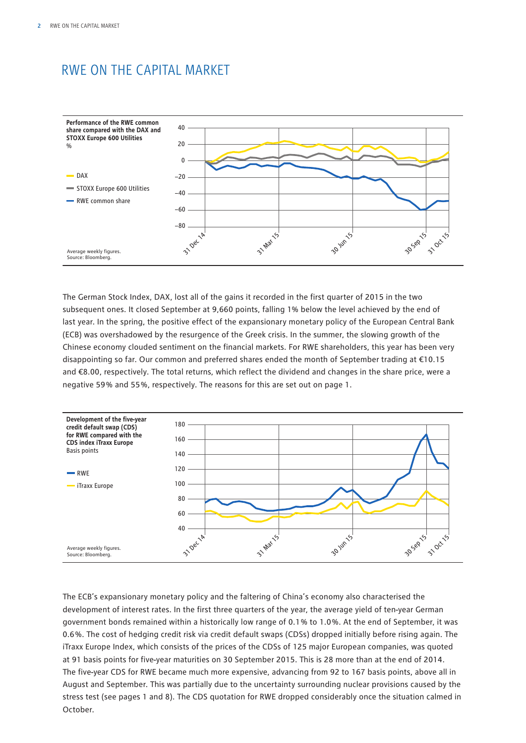# RWE ON THE CAPITAL MARKET

**Performance of the RWE common share compared with the DAX and STOXX Europe 600 Utilities**
%

- DAX
- STOXX Europe 600 Utilities
- RWE common share

Average weekly figures.
Source: Bloomberg.

The German Stock Index, DAX, lost all of the gains it recorded in the first quarter of 2015 in the two subsequent ones. It closed September at 9,660 points, falling 1% below the level achieved by the end of last year. In the spring, the positive effect of the expansionary monetary policy of the European Central Bank (ECB) was overshadowed by the resurgence of the Greek crisis. In the summer, the slowing growth of the Chinese economy clouded sentiment on the financial markets. For RWE shareholders, this year has been very disappointing so far. Our common and preferred shares ended the month of September trading at €10.15 and €8.00, respectively. The total returns, which reflect the dividend and changes in the share price, were a negative 59% and 55%, respectively. The reasons for this are set out on page 1.

**Development of the five-year credit default swap (CDS) for RWE compared with the CDS index iTraxx Europe**
Basis points

- RWE
- iTraxx Europe

Average weekly figures.
Source: Bloomberg.

The ECB's expansionary monetary policy and the faltering of China's economy also characterised the development of interest rates. In the first three quarters of the year, the average yield of ten-year German government bonds remained within a historically low range of 0.1% to 1.0%. At the end of September, it was 0.6%. The cost of hedging credit risk via credit default swaps (CDSs) dropped initially before rising again. The iTraxx Europe Index, which consists of the prices of the CDSs of 125 major European companies, was quoted at 91 basis points for five-year maturities on 30 September 2015. This is 28 more than at the end of 2014. The five-year CDS for RWE became much more expensive, advancing from 92 to 167 basis points, above all in August and September. This was partially due to the uncertainty surrounding nuclear provisions caused by the stress test (see pages 1 and 8). The CDS quotation for RWE dropped considerably once the situation calmed in October.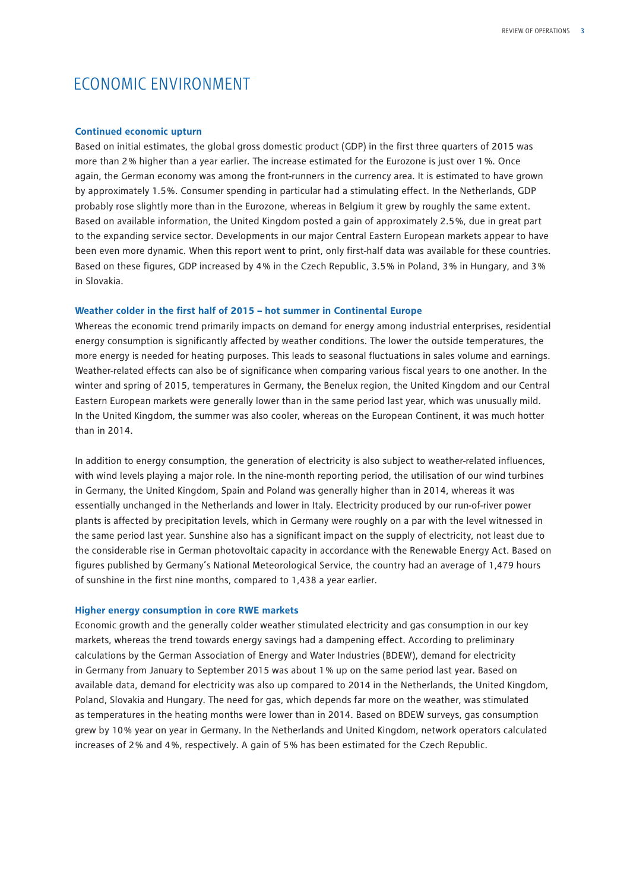# ECONOMIC ENVIRONMENT

### Continued economic upturn

Based on initial estimates, the global gross domestic product (GDP) in the first three quarters of 2015 was more than 2% higher than a year earlier. The increase estimated for the Eurozone is just over 1%. Once again, the German economy was among the front-runners in the currency area. It is estimated to have grown by approximately 1.5%. Consumer spending in particular had a stimulating effect. In the Netherlands, GDP probably rose slightly more than in the Eurozone, whereas in Belgium it grew by roughly the same extent. Based on available information, the United Kingdom posted a gain of approximately 2.5%, due in great part to the expanding service sector. Developments in our major Central Eastern European markets appear to have been even more dynamic. When this report went to print, only first-half data was available for these countries. Based on these figures, GDP increased by 4% in the Czech Republic, 3.5% in Poland, 3% in Hungary, and 3% in Slovakia.

### Weather colder in the first half of 2015 – hot summer in Continental Europe

Whereas the economic trend primarily impacts on demand for energy among industrial enterprises, residential energy consumption is significantly affected by weather conditions. The lower the outside temperatures, the more energy is needed for heating purposes. This leads to seasonal fluctuations in sales volume and earnings. Weather-related effects can also be of significance when comparing various fiscal years to one another. In the winter and spring of 2015, temperatures in Germany, the Benelux region, the United Kingdom and our Central Eastern European markets were generally lower than in the same period last year, which was unusually mild. In the United Kingdom, the summer was also cooler, whereas on the European Continent, it was much hotter than in 2014.

In addition to energy consumption, the generation of electricity is also subject to weather-related influences, with wind levels playing a major role. In the nine-month reporting period, the utilisation of our wind turbines in Germany, the United Kingdom, Spain and Poland was generally higher than in 2014, whereas it was essentially unchanged in the Netherlands and lower in Italy. Electricity produced by our run-of-river power plants is affected by precipitation levels, which in Germany were roughly on a par with the level witnessed in the same period last year. Sunshine also has a significant impact on the supply of electricity, not least due to the considerable rise in German photovoltaic capacity in accordance with the Renewable Energy Act. Based on figures published by Germany's National Meteorological Service, the country had an average of 1,479 hours of sunshine in the first nine months, compared to 1,438 a year earlier.

### Higher energy consumption in core RWE markets

Economic growth and the generally colder weather stimulated electricity and gas consumption in our key markets, whereas the trend towards energy savings had a dampening effect. According to preliminary calculations by the German Association of Energy and Water Industries (BDEW), demand for electricity in Germany from January to September 2015 was about 1% up on the same period last year. Based on available data, demand for electricity was also up compared to 2014 in the Netherlands, the United Kingdom, Poland, Slovakia and Hungary. The need for gas, which depends far more on the weather, was stimulated as temperatures in the heating months were lower than in 2014. Based on BDEW surveys, gas consumption grew by 10% year on year in Germany. In the Netherlands and United Kingdom, network operators calculated increases of 2% and 4%, respectively. A gain of 5% has been estimated for the Czech Republic.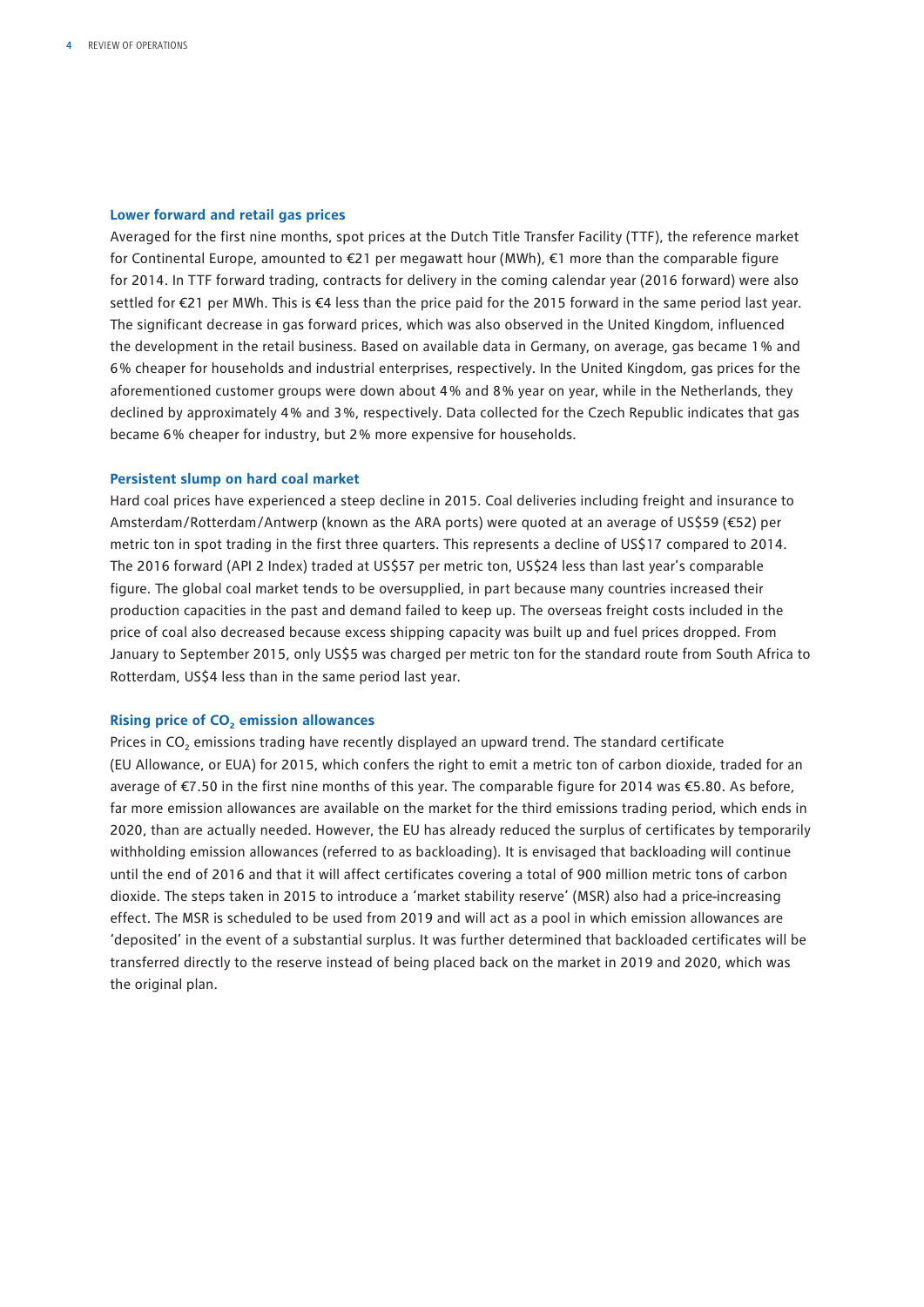### Lower forward and retail gas prices

Averaged for the first nine months, spot prices at the Dutch Title Transfer Facility (TTF), the reference market for Continental Europe, amounted to €21 per megawatt hour (MWh), €1 more than the comparable figure for 2014. In TTF forward trading, contracts for delivery in the coming calendar year (2016 forward) were also settled for €21 per MWh. This is €4 less than the price paid for the 2015 forward in the same period last year. The significant decrease in gas forward prices, which was also observed in the United Kingdom, influenced the development in the retail business. Based on available data in Germany, on average, gas became 1% and 6% cheaper for households and industrial enterprises, respectively. In the United Kingdom, gas prices for the aforementioned customer groups were down about 4% and 8% year on year, while in the Netherlands, they declined by approximately 4% and 3%, respectively. Data collected for the Czech Republic indicates that gas became 6% cheaper for industry, but 2% more expensive for households.

### Persistent slump on hard coal market

Hard coal prices have experienced a steep decline in 2015. Coal deliveries including freight and insurance to Amsterdam/Rotterdam/Antwerp (known as the ARA ports) were quoted at an average of US$59 (€52) per metric ton in spot trading in the first three quarters. This represents a decline of US$17 compared to 2014. The 2016 forward (API 2 Index) traded at US$57 per metric ton, US$24 less than last year's comparable figure. The global coal market tends to be oversupplied, in part because many countries increased their production capacities in the past and demand failed to keep up. The overseas freight costs included in the price of coal also decreased because excess shipping capacity was built up and fuel prices dropped. From January to September 2015, only US$5 was charged per metric ton for the standard route from South Africa to Rotterdam, US$4 less than in the same period last year.

### Rising price of $CO_2$ emission allowances

Prices in $CO_2$ emissions trading have recently displayed an upward trend. The standard certificate (EU Allowance, or EUA) for 2015, which confers the right to emit a metric ton of carbon dioxide, traded for an average of €7.50 in the first nine months of this year. The comparable figure for 2014 was €5.80. As before, far more emission allowances are available on the market for the third emissions trading period, which ends in 2020, than are actually needed. However, the EU has already reduced the surplus of certificates by temporarily withholding emission allowances (referred to as backloading). It is envisaged that backloading will continue until the end of 2016 and that it will affect certificates covering a total of 900 million metric tons of carbon dioxide. The steps taken in 2015 to introduce a 'market stability reserve' (MSR) also had a price-increasing effect. The MSR is scheduled to be used from 2019 and will act as a pool in which emission allowances are 'deposited' in the event of a substantial surplus. It was further determined that backloaded certificates will be transferred directly to the reserve instead of being placed back on the market in 2019 and 2020, which was the original plan.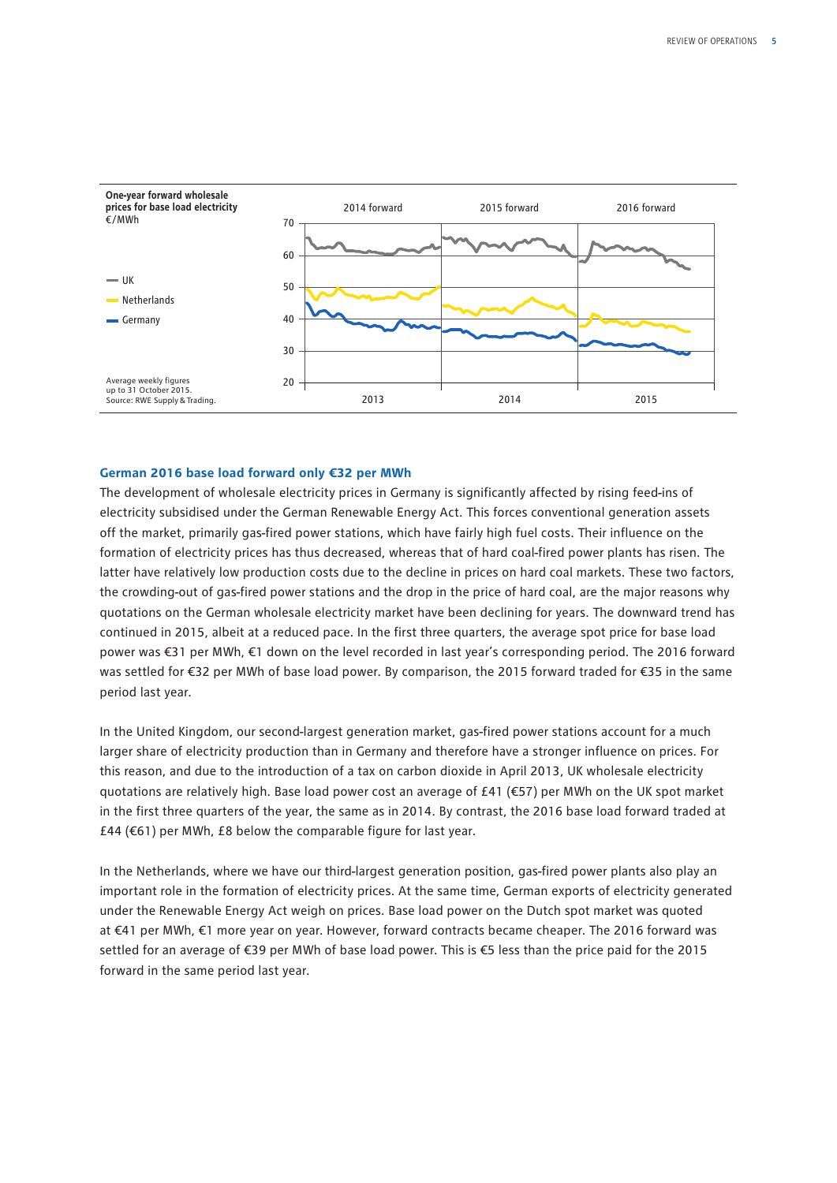**One-year forward wholesale prices for base load electricity**
€/MWh

- UK
- Netherlands
- Germany

Average weekly figures up to 31 October 2015.
Source: RWE Supply & Trading.

## German 2016 base load forward only €32 per MWh

The development of wholesale electricity prices in Germany is significantly affected by rising feed-ins of electricity subsidised under the German Renewable Energy Act. This forces conventional generation assets off the market, primarily gas-fired power stations, which have fairly high fuel costs. Their influence on the formation of electricity prices has thus decreased, whereas that of hard coal-fired power plants has risen. The latter have relatively low production costs due to the decline in prices on hard coal markets. These two factors, the crowding-out of gas-fired power stations and the drop in the price of hard coal, are the major reasons why quotations on the German wholesale electricity market have been declining for years. The downward trend has continued in 2015, albeit at a reduced pace. In the first three quarters, the average spot price for base load power was €31 per MWh, €1 down on the level recorded in last year's corresponding period. The 2016 forward was settled for €32 per MWh of base load power. By comparison, the 2015 forward traded for €35 in the same period last year.

In the United Kingdom, our second-largest generation market, gas-fired power stations account for a much larger share of electricity production than in Germany and therefore have a stronger influence on prices. For this reason, and due to the introduction of a tax on carbon dioxide in April 2013, UK wholesale electricity quotations are relatively high. Base load power cost an average of £41 (€57) per MWh on the UK spot market in the first three quarters of the year, the same as in 2014. By contrast, the 2016 base load forward traded at £44 (€61) per MWh, £8 below the comparable figure for last year.

In the Netherlands, where we have our third-largest generation position, gas-fired power plants also play an important role in the formation of electricity prices. At the same time, German exports of electricity generated under the Renewable Energy Act weigh on prices. Base load power on the Dutch spot market was quoted at €41 per MWh, €1 more year on year. However, forward contracts became cheaper. The 2016 forward was settled for an average of €39 per MWh of base load power. This is €5 less than the price paid for the 2015 forward in the same period last year.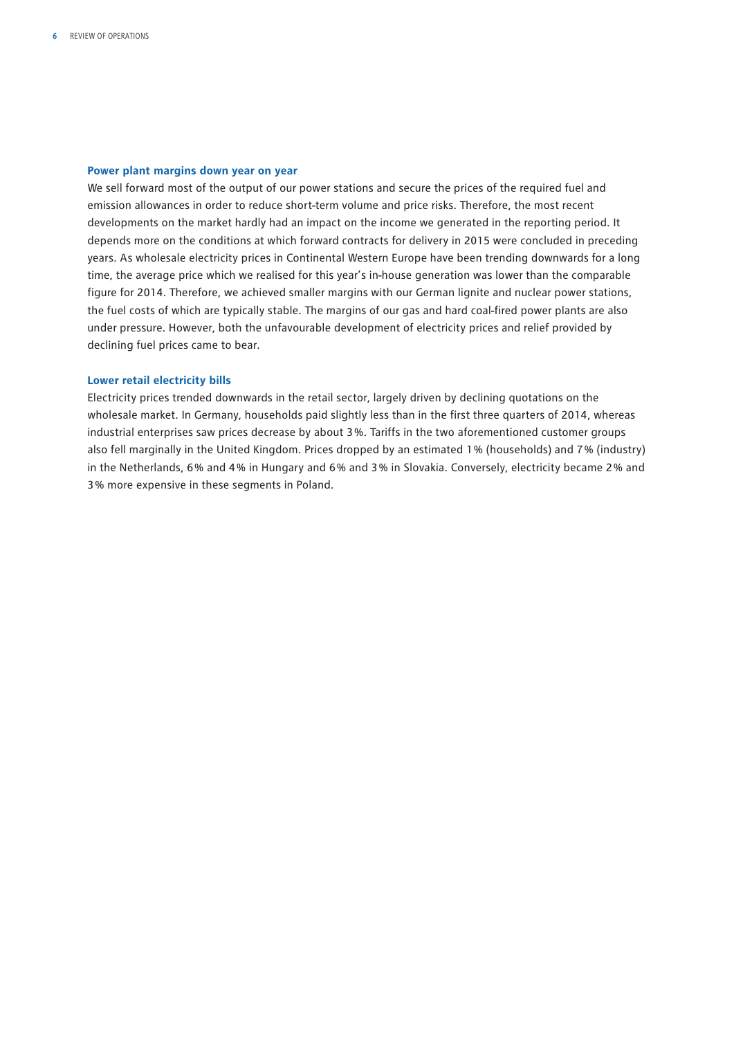### Power plant margins down year on year

We sell forward most of the output of our power stations and secure the prices of the required fuel and emission allowances in order to reduce short-term volume and price risks. Therefore, the most recent developments on the market hardly had an impact on the income we generated in the reporting period. It depends more on the conditions at which forward contracts for delivery in 2015 were concluded in preceding years. As wholesale electricity prices in Continental Western Europe have been trending downwards for a long time, the average price which we realised for this year's in-house generation was lower than the comparable figure for 2014. Therefore, we achieved smaller margins with our German lignite and nuclear power stations, the fuel costs of which are typically stable. The margins of our gas and hard coal-fired power plants are also under pressure. However, both the unfavourable development of electricity prices and relief provided by declining fuel prices came to bear.

### Lower retail electricity bills

Electricity prices trended downwards in the retail sector, largely driven by declining quotations on the wholesale market. In Germany, households paid slightly less than in the first three quarters of 2014, whereas industrial enterprises saw prices decrease by about 3%. Tariffs in the two aforementioned customer groups also fell marginally in the United Kingdom. Prices dropped by an estimated 1% (households) and 7% (industry) in the Netherlands, 6% and 4% in Hungary and 6% and 3% in Slovakia. Conversely, electricity became 2% and 3% more expensive in these segments in Poland.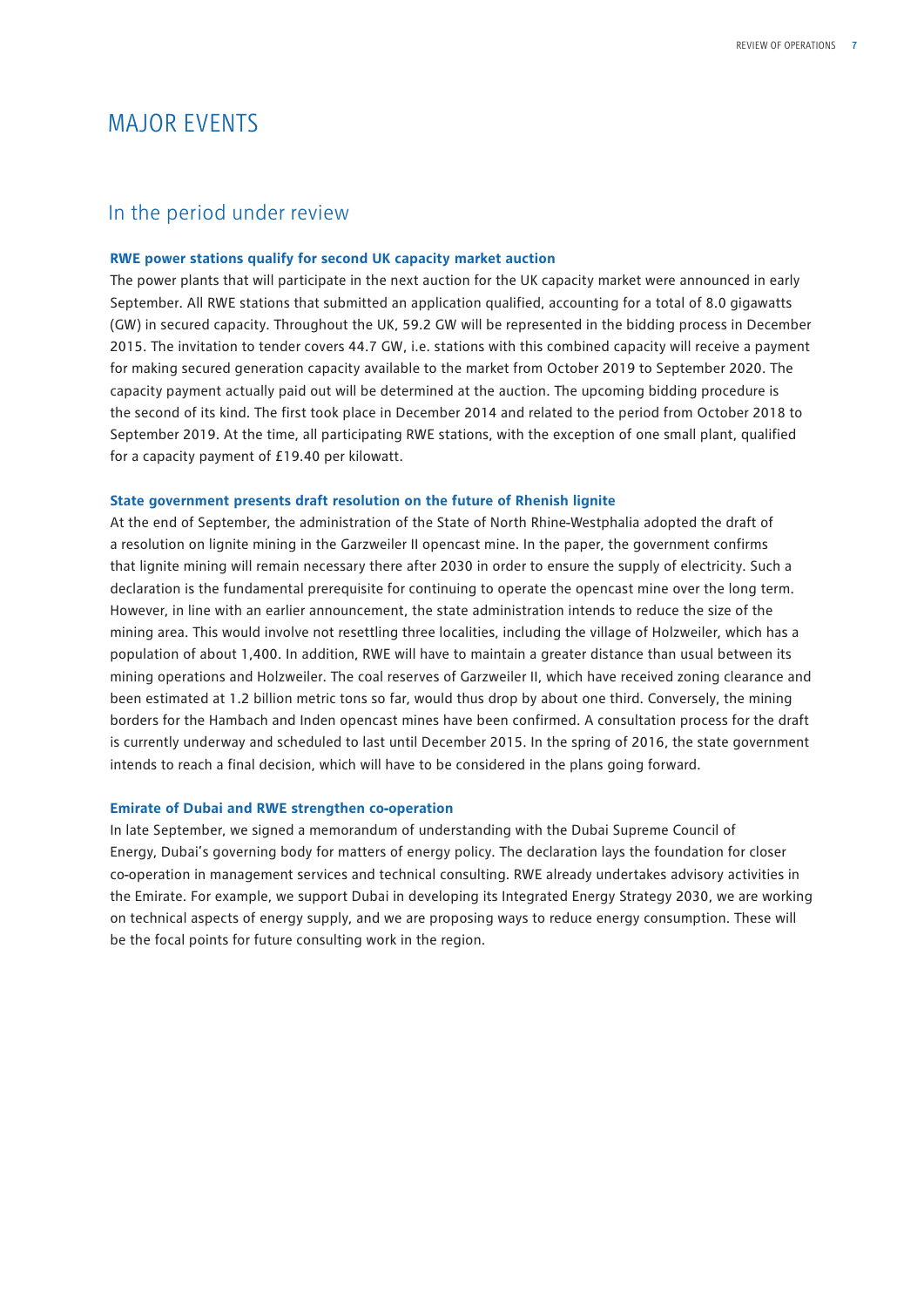# MAJOR EVENTS

## In the period under review

**RWE power stations qualify for second UK capacity market auction**

The power plants that will participate in the next auction for the UK capacity market were announced in early September. All RWE stations that submitted an application qualified, accounting for a total of 8.0 gigawatts (GW) in secured capacity. Throughout the UK, 59.2 GW will be represented in the bidding process in December 2015. The invitation to tender covers 44.7 GW, i.e. stations with this combined capacity will receive a payment for making secured generation capacity available to the market from October 2019 to September 2020. The capacity payment actually paid out will be determined at the auction. The upcoming bidding procedure is the second of its kind. The first took place in December 2014 and related to the period from October 2018 to September 2019. At the time, all participating RWE stations, with the exception of one small plant, qualified for a capacity payment of £19.40 per kilowatt.

**State government presents draft resolution on the future of Rhenish lignite**

At the end of September, the administration of the State of North Rhine-Westphalia adopted the draft of a resolution on lignite mining in the Garzweiler II opencast mine. In the paper, the government confirms that lignite mining will remain necessary there after 2030 in order to ensure the supply of electricity. Such a declaration is the fundamental prerequisite for continuing to operate the opencast mine over the long term. However, in line with an earlier announcement, the state administration intends to reduce the size of the mining area. This would involve not resettling three localities, including the village of Holzweiler, which has a population of about 1,400. In addition, RWE will have to maintain a greater distance than usual between its mining operations and Holzweiler. The coal reserves of Garzweiler II, which have received zoning clearance and been estimated at 1.2 billion metric tons so far, would thus drop by about one third. Conversely, the mining borders for the Hambach and Inden opencast mines have been confirmed. A consultation process for the draft is currently underway and scheduled to last until December 2015. In the spring of 2016, the state government intends to reach a final decision, which will have to be considered in the plans going forward.

**Emirate of Dubai and RWE strengthen co-operation**

In late September, we signed a memorandum of understanding with the Dubai Supreme Council of Energy, Dubai's governing body for matters of energy policy. The declaration lays the foundation for closer co-operation in management services and technical consulting. RWE already undertakes advisory activities in the Emirate. For example, we support Dubai in developing its Integrated Energy Strategy 2030, we are working on technical aspects of energy supply, and we are proposing ways to reduce energy consumption. These will be the focal points for future consulting work in the region.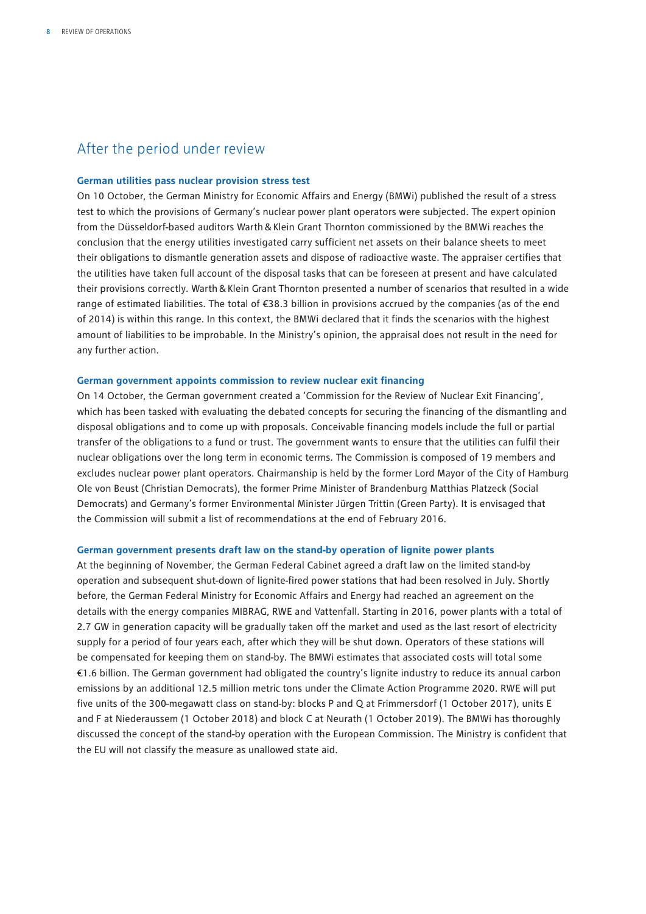# After the period under review

### German utilities pass nuclear provision stress test

On 10 October, the German Ministry for Economic Affairs and Energy (BMWi) published the result of a stress test to which the provisions of Germany's nuclear power plant operators were subjected. The expert opinion from the Düsseldorf-based auditors Warth & Klein Grant Thornton commissioned by the BMWi reaches the conclusion that the energy utilities investigated carry sufficient net assets on their balance sheets to meet their obligations to dismantle generation assets and dispose of radioactive waste. The appraiser certifies that the utilities have taken full account of the disposal tasks that can be foreseen at present and have calculated their provisions correctly. Warth & Klein Grant Thornton presented a number of scenarios that resulted in a wide range of estimated liabilities. The total of €38.3 billion in provisions accrued by the companies (as of the end of 2014) is within this range. In this context, the BMWi declared that it finds the scenarios with the highest amount of liabilities to be improbable. In the Ministry's opinion, the appraisal does not result in the need for any further action.

### German government appoints commission to review nuclear exit financing

On 14 October, the German government created a 'Commission for the Review of Nuclear Exit Financing', which has been tasked with evaluating the debated concepts for securing the financing of the dismantling and disposal obligations and to come up with proposals. Conceivable financing models include the full or partial transfer of the obligations to a fund or trust. The government wants to ensure that the utilities can fulfil their nuclear obligations over the long term in economic terms. The Commission is composed of 19 members and excludes nuclear power plant operators. Chairmanship is held by the former Lord Mayor of the City of Hamburg Ole von Beust (Christian Democrats), the former Prime Minister of Brandenburg Matthias Platzeck (Social Democrats) and Germany's former Environmental Minister Jürgen Trittin (Green Party). It is envisaged that the Commission will submit a list of recommendations at the end of February 2016.

### German government presents draft law on the stand-by operation of lignite power plants

At the beginning of November, the German Federal Cabinet agreed a draft law on the limited stand-by operation and subsequent shut-down of lignite-fired power stations that had been resolved in July. Shortly before, the German Federal Ministry for Economic Affairs and Energy had reached an agreement on the details with the energy companies MIBRAG, RWE and Vattenfall. Starting in 2016, power plants with a total of 2.7 GW in generation capacity will be gradually taken off the market and used as the last resort of electricity supply for a period of four years each, after which they will be shut down. Operators of these stations will be compensated for keeping them on stand-by. The BMWi estimates that associated costs will total some €1.6 billion. The German government had obligated the country's lignite industry to reduce its annual carbon emissions by an additional 12.5 million metric tons under the Climate Action Programme 2020. RWE will put five units of the 300-megawatt class on stand-by: blocks P and Q at Frimmersdorf (1 October 2017), units E and F at Niederaussem (1 October 2018) and block C at Neurath (1 October 2019). The BMWi has thoroughly discussed the concept of the stand-by operation with the European Commission. The Ministry is confident that the EU will not classify the measure as unallowed state aid.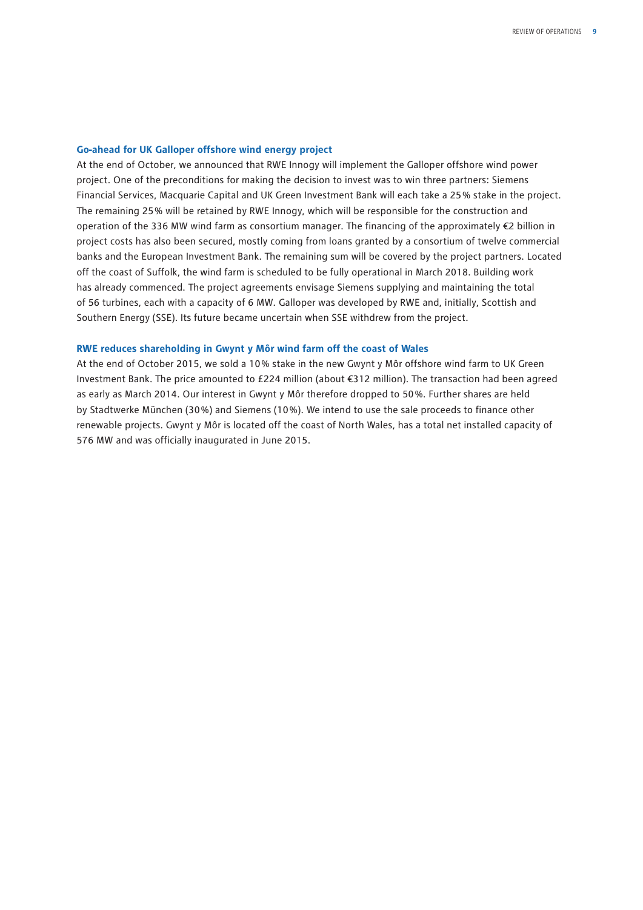### Go-ahead for UK Galloper offshore wind energy project

At the end of October, we announced that RWE Innogy will implement the Galloper offshore wind power project. One of the preconditions for making the decision to invest was to win three partners: Siemens Financial Services, Macquarie Capital and UK Green Investment Bank will each take a 25% stake in the project. The remaining 25% will be retained by RWE Innogy, which will be responsible for the construction and operation of the 336 MW wind farm as consortium manager. The financing of the approximately €2 billion in project costs has also been secured, mostly coming from loans granted by a consortium of twelve commercial banks and the European Investment Bank. The remaining sum will be covered by the project partners. Located off the coast of Suffolk, the wind farm is scheduled to be fully operational in March 2018. Building work has already commenced. The project agreements envisage Siemens supplying and maintaining the total of 56 turbines, each with a capacity of 6 MW. Galloper was developed by RWE and, initially, Scottish and Southern Energy (SSE). Its future became uncertain when SSE withdrew from the project.

### RWE reduces shareholding in Gwynt y Môr wind farm off the coast of Wales

At the end of October 2015, we sold a 10% stake in the new Gwynt y Môr offshore wind farm to UK Green Investment Bank. The price amounted to £224 million (about €312 million). The transaction had been agreed as early as March 2014. Our interest in Gwynt y Môr therefore dropped to 50%. Further shares are held by Stadtwerke München (30%) and Siemens (10%). We intend to use the sale proceeds to finance other renewable projects. Gwynt y Môr is located off the coast of North Wales, has a total net installed capacity of 576 MW and was officially inaugurated in June 2015.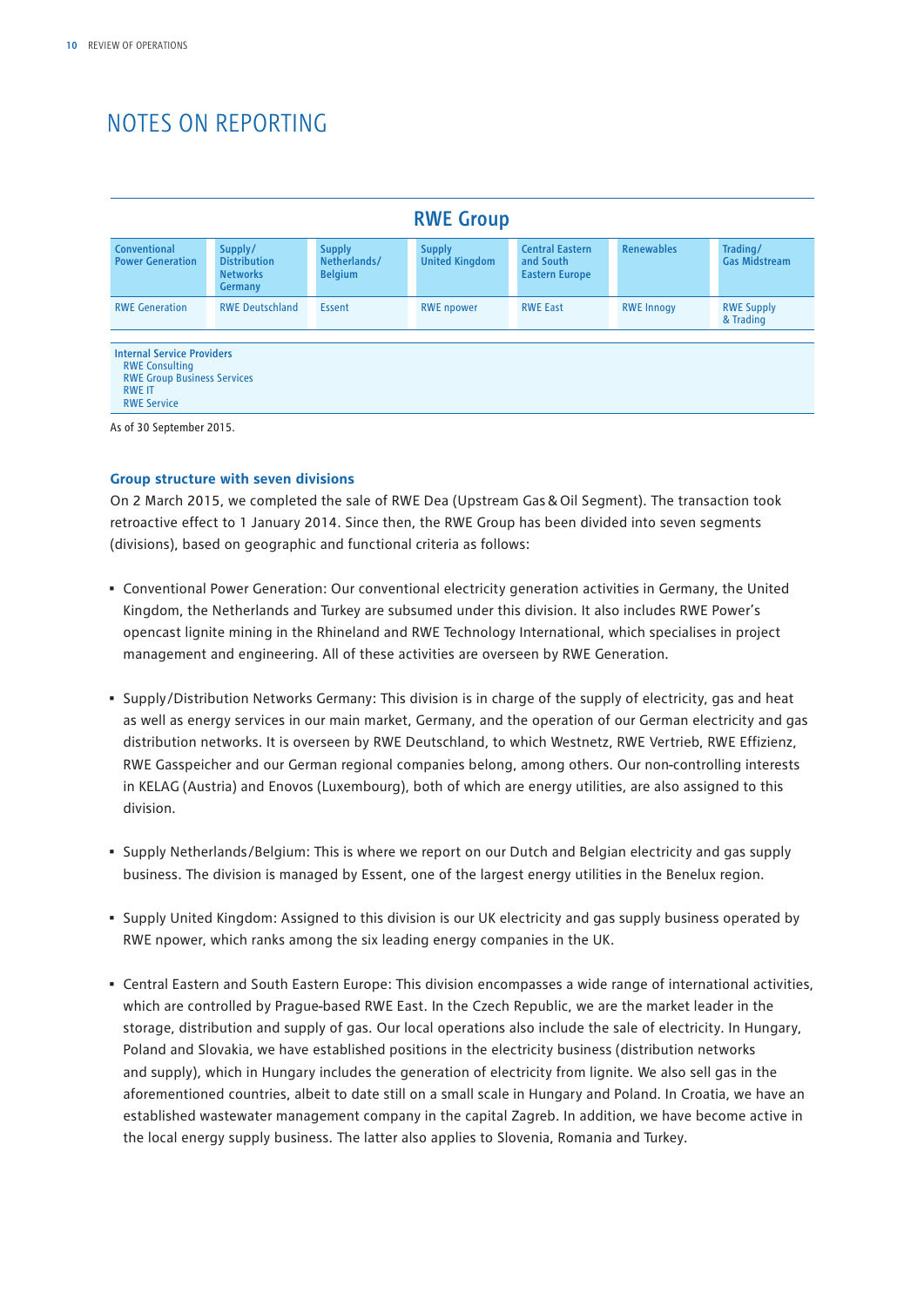# NOTES ON REPORTING

| RWE Group | | | | | | |
|---|---|---|---|---|---|---|
| **Conventional Power Generation** | **Supply/ Distribution Networks Germany** | **Supply Netherlands/ Belgium** | **Supply United Kingdom** | **Central Eastern and South Eastern Europe** | **Renewables** | **Trading/ Gas Midstream** |
| RWE Generation | RWE Deutschland | Essent | RWE npower | RWE East | RWE Innogy | RWE Supply & Trading |

**Internal Service Providers**
RWE Consulting
RWE Group Business Services
RWE IT
RWE Service

As of 30 September 2015.

### Group structure with seven divisions

On 2 March 2015, we completed the sale of RWE Dea (Upstream Gas & Oil Segment). The transaction took retroactive effect to 1 January 2014. Since then, the RWE Group has been divided into seven segments (divisions), based on geographic and functional criteria as follows:

- Conventional Power Generation: Our conventional electricity generation activities in Germany, the United Kingdom, the Netherlands and Turkey are subsumed under this division. It also includes RWE Power's opencast lignite mining in the Rhineland and RWE Technology International, which specialises in project management and engineering. All of these activities are overseen by RWE Generation.

- Supply/Distribution Networks Germany: This division is in charge of the supply of electricity, gas and heat as well as energy services in our main market, Germany, and the operation of our German electricity and gas distribution networks. It is overseen by RWE Deutschland, to which Westnetz, RWE Vertrieb, RWE Effizienz, RWE Gasspeicher and our German regional companies belong, among others. Our non-controlling interests in KELAG (Austria) and Enovos (Luxembourg), both of which are energy utilities, are also assigned to this division.

- Supply Netherlands/Belgium: This is where we report on our Dutch and Belgian electricity and gas supply business. The division is managed by Essent, one of the largest energy utilities in the Benelux region.

- Supply United Kingdom: Assigned to this division is our UK electricity and gas supply business operated by RWE npower, which ranks among the six leading energy companies in the UK.

- Central Eastern and South Eastern Europe: This division encompasses a wide range of international activities, which are controlled by Prague-based RWE East. In the Czech Republic, we are the market leader in the storage, distribution and supply of gas. Our local operations also include the sale of electricity. In Hungary, Poland and Slovakia, we have established positions in the electricity business (distribution networks and supply), which in Hungary includes the generation of electricity from lignite. We also sell gas in the aforementioned countries, albeit to date still on a small scale in Hungary and Poland. In Croatia, we have an established wastewater management company in the capital Zagreb. In addition, we have become active in the local energy supply business. The latter also applies to Slovenia, Romania and Turkey.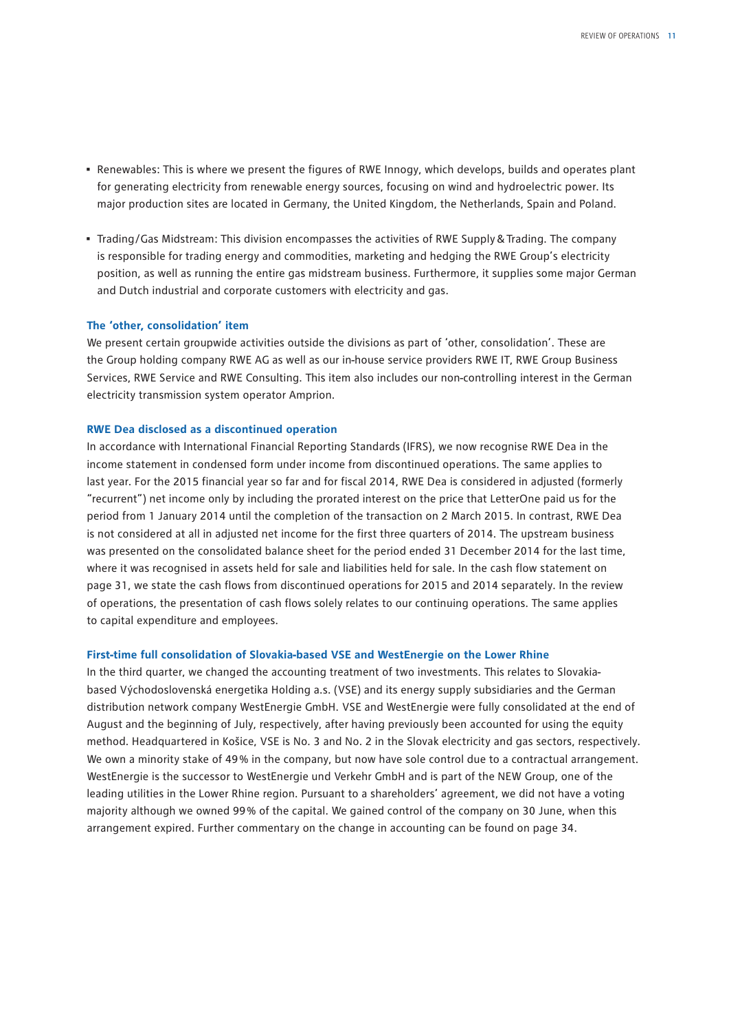- Renewables: This is where we present the figures of RWE Innogy, which develops, builds and operates plant for generating electricity from renewable energy sources, focusing on wind and hydroelectric power. Its major production sites are located in Germany, the United Kingdom, the Netherlands, Spain and Poland.

- Trading/Gas Midstream: This division encompasses the activities of RWE Supply & Trading. The company is responsible for trading energy and commodities, marketing and hedging the RWE Group's electricity position, as well as running the entire gas midstream business. Furthermore, it supplies some major German and Dutch industrial and corporate customers with electricity and gas.

### The 'other, consolidation' item

We present certain groupwide activities outside the divisions as part of 'other, consolidation'. These are the Group holding company RWE AG as well as our in-house service providers RWE IT, RWE Group Business Services, RWE Service and RWE Consulting. This item also includes our non-controlling interest in the German electricity transmission system operator Amprion.

### RWE Dea disclosed as a discontinued operation

In accordance with International Financial Reporting Standards (IFRS), we now recognise RWE Dea in the income statement in condensed form under income from discontinued operations. The same applies to last year. For the 2015 financial year so far and for fiscal 2014, RWE Dea is considered in adjusted (formerly "recurrent") net income only by including the prorated interest on the price that LetterOne paid us for the period from 1 January 2014 until the completion of the transaction on 2 March 2015. In contrast, RWE Dea is not considered at all in adjusted net income for the first three quarters of 2014. The upstream business was presented on the consolidated balance sheet for the period ended 31 December 2014 for the last time, where it was recognised in assets held for sale and liabilities held for sale. In the cash flow statement on page 31, we state the cash flows from discontinued operations for 2015 and 2014 separately. In the review of operations, the presentation of cash flows solely relates to our continuing operations. The same applies to capital expenditure and employees.

### First-time full consolidation of Slovakia-based VSE and WestEnergie on the Lower Rhine

In the third quarter, we changed the accounting treatment of two investments. This relates to Slovakia-based Východoslovenská energetika Holding a.s. (VSE) and its energy supply subsidiaries and the German distribution network company WestEnergie GmbH. VSE and WestEnergie were fully consolidated at the end of August and the beginning of July, respectively, after having previously been accounted for using the equity method. Headquartered in Košice, VSE is No. 3 and No. 2 in the Slovak electricity and gas sectors, respectively. We own a minority stake of 49% in the company, but now have sole control due to a contractual arrangement. WestEnergie is the successor to WestEnergie und Verkehr GmbH and is part of the NEW Group, one of the leading utilities in the Lower Rhine region. Pursuant to a shareholders' agreement, we did not have a voting majority although we owned 99% of the capital. We gained control of the company on 30 June, when this arrangement expired. Further commentary on the change in accounting can be found on page 34.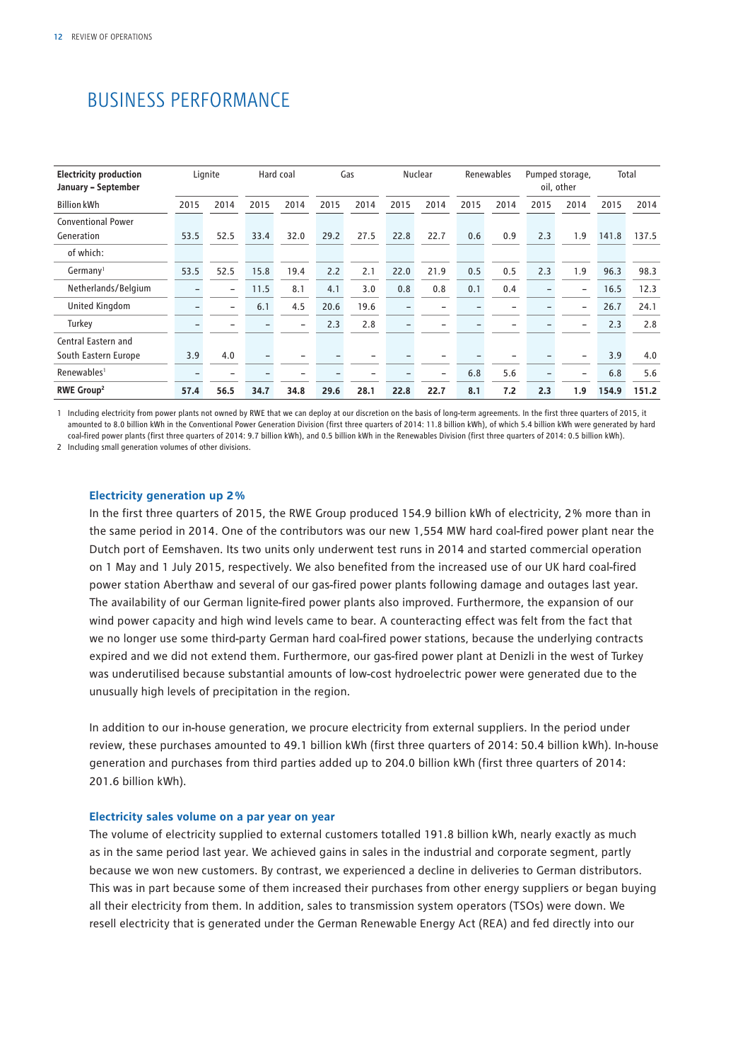# BUSINESS PERFORMANCE

| Electricity production January – September | Lignite | | Hard coal | | Gas | | Nuclear | | Renewables | | Pumped storage, oil, other | | Total | |
|---|---|---|---|---|---|---|---|---|---|---|---|---|---|---|
| Billion kWh | 2015 | 2014 | 2015 | 2014 | 2015 | 2014 | 2015 | 2014 | 2015 | 2014 | 2015 | 2014 | 2015 | 2014 |
| Conventional Power Generation | 53.5 | 52.5 | 33.4 | 32.0 | 29.2 | 27.5 | 22.8 | 22.7 | 0.6 | 0.9 | 2.3 | 1.9 | 141.8 | 137.5 |
| of which: | | | | | | | | | | | | | | |
| Germany[1] | 53.5 | 52.5 | 15.8 | 19.4 | 2.2 | 2.1 | 22.0 | 21.9 | 0.5 | 0.5 | 2.3 | 1.9 | 96.3 | 98.3 |
| Netherlands/Belgium | – | – | 11.5 | 8.1 | 4.1 | 3.0 | 0.8 | 0.8 | 0.1 | 0.4 | – | – | 16.5 | 12.3 |
| United Kingdom | – | – | 6.1 | 4.5 | 20.6 | 19.6 | – | – | – | – | – | – | 26.7 | 24.1 |
| Turkey | – | – | – | – | 2.3 | 2.8 | – | – | – | – | – | – | 2.3 | 2.8 |
| Central Eastern and South Eastern Europe | 3.9 | 4.0 | – | – | – | – | – | – | – | – | – | – | 3.9 | 4.0 |
| Renewables[1] | – | – | – | – | – | – | – | – | 6.8 | 5.6 | – | – | 6.8 | 5.6 |
| **RWE Group[2]** | **57.4** | **56.5** | **34.7** | **34.8** | **29.6** | **28.1** | **22.8** | **22.7** | **8.1** | **7.2** | **2.3** | **1.9** | **154.9** | **151.2** |

1 Including electricity from power plants not owned by RWE that we can deploy at our discretion on the basis of long-term agreements. In the first three quarters of 2015, it amounted to 8.0 billion kWh in the Conventional Power Generation Division (first three quarters of 2014: 11.8 billion kWh), of which 5.4 billion kWh were generated by hard coal-fired power plants (first three quarters of 2014: 9.7 billion kWh), and 0.5 billion kWh in the Renewables Division (first three quarters of 2014: 0.5 billion kWh).

2 Including small generation volumes of other divisions.

### Electricity generation up 2%

In the first three quarters of 2015, the RWE Group produced 154.9 billion kWh of electricity, 2% more than in the same period in 2014. One of the contributors was our new 1,554 MW hard coal-fired power plant near the Dutch port of Eemshaven. Its two units only underwent test runs in 2014 and started commercial operation on 1 May and 1 July 2015, respectively. We also benefited from the increased use of our UK hard coal-fired power station Aberthaw and several of our gas-fired power plants following damage and outages last year. The availability of our German lignite-fired power plants also improved. Furthermore, the expansion of our wind power capacity and high wind levels came to bear. A counteracting effect was felt from the fact that we no longer use some third-party German hard coal-fired power stations, because the underlying contracts expired and we did not extend them. Furthermore, our gas-fired power plant at Denizli in the west of Turkey was underutilised because substantial amounts of low-cost hydroelectric power were generated due to the unusually high levels of precipitation in the region.

In addition to our in-house generation, we procure electricity from external suppliers. In the period under review, these purchases amounted to 49.1 billion kWh (first three quarters of 2014: 50.4 billion kWh). In-house generation and purchases from third parties added up to 204.0 billion kWh (first three quarters of 2014: 201.6 billion kWh).

### Electricity sales volume on a par year on year

The volume of electricity supplied to external customers totalled 191.8 billion kWh, nearly exactly as much as in the same period last year. We achieved gains in sales in the industrial and corporate segment, partly because we won new customers. By contrast, we experienced a decline in deliveries to German distributors. This was in part because some of them increased their purchases from other energy suppliers or began buying all their electricity from them. In addition, sales to transmission system operators (TSOs) were down. We resell electricity that is generated under the German Renewable Energy Act (REA) and fed directly into our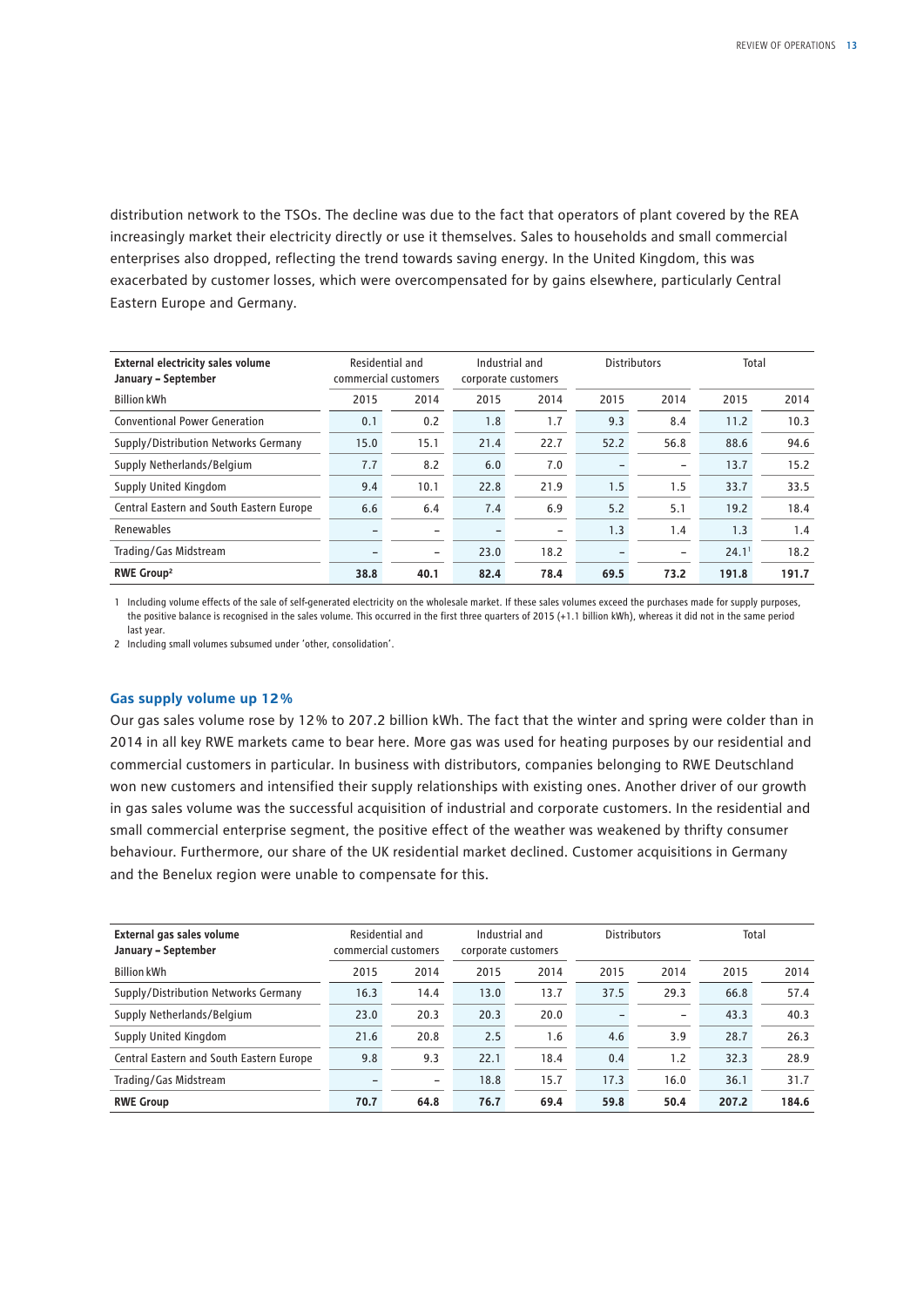distribution network to the TSOs. The decline was due to the fact that operators of plant covered by the REA increasingly market their electricity directly or use it themselves. Sales to households and small commercial enterprises also dropped, reflecting the trend towards saving energy. In the United Kingdom, this was exacerbated by customer losses, which were overcompensated for by gains elsewhere, particularly Central Eastern Europe and Germany.

| **External electricity sales volume January – September** | Residential and commercial customers | | Industrial and corporate customers | | Distributors | | Total | |
|---|---|---|---|---|---|---|---|---|
| Billion kWh | 2015 | 2014 | 2015 | 2014 | 2015 | 2014 | 2015 | 2014 |
| Conventional Power Generation | 0.1 | 0.2 | 1.8 | 1.7 | 9.3 | 8.4 | 11.2 | 10.3 |
| Supply/Distribution Networks Germany | 15.0 | 15.1 | 21.4 | 22.7 | 52.2 | 56.8 | 88.6 | 94.6 |
| Supply Netherlands/Belgium | 7.7 | 8.2 | 6.0 | 7.0 | – | – | 13.7 | 15.2 |
| Supply United Kingdom | 9.4 | 10.1 | 22.8 | 21.9 | 1.5 | 1.5 | 33.7 | 33.5 |
| Central Eastern and South Eastern Europe | 6.6 | 6.4 | 7.4 | 6.9 | 5.2 | 5.1 | 19.2 | 18.4 |
| Renewables | – | – | – | – | 1.3 | 1.4 | 1.3 | 1.4 |
| Trading/Gas Midstream | – | – | 23.0 | 18.2 | – | – | 24.1[1] | 18.2 |
| **RWE Group[2]** | **38.8** | **40.1** | **82.4** | **78.4** | **69.5** | **73.2** | **191.8** | **191.7** |

1 Including volume effects of the sale of self-generated electricity on the wholesale market. If these sales volumes exceed the purchases made for supply purposes, the positive balance is recognised in the sales volume. This occurred in the first three quarters of 2015 (+1.1 billion kWh), whereas it did not in the same period last year.

2 Including small volumes subsumed under 'other, consolidation'.

## Gas supply volume up 12%

Our gas sales volume rose by 12% to 207.2 billion kWh. The fact that the winter and spring were colder than in 2014 in all key RWE markets came to bear here. More gas was used for heating purposes by our residential and commercial customers in particular. In business with distributors, companies belonging to RWE Deutschland won new customers and intensified their supply relationships with existing ones. Another driver of our growth in gas sales volume was the successful acquisition of industrial and corporate customers. In the residential and small commercial enterprise segment, the positive effect of the weather was weakened by thrifty consumer behaviour. Furthermore, our share of the UK residential market declined. Customer acquisitions in Germany and the Benelux region were unable to compensate for this.

| **External gas sales volume January – September** | Residential and commercial customers | | Industrial and corporate customers | | Distributors | | Total | |
|---|---|---|---|---|---|---|---|---|
| Billion kWh | 2015 | 2014 | 2015 | 2014 | 2015 | 2014 | 2015 | 2014 |
| Supply/Distribution Networks Germany | 16.3 | 14.4 | 13.0 | 13.7 | 37.5 | 29.3 | 66.8 | 57.4 |
| Supply Netherlands/Belgium | 23.0 | 20.3 | 20.3 | 20.0 | – | – | 43.3 | 40.3 |
| Supply United Kingdom | 21.6 | 20.8 | 2.5 | 1.6 | 4.6 | 3.9 | 28.7 | 26.3 |
| Central Eastern and South Eastern Europe | 9.8 | 9.3 | 22.1 | 18.4 | 0.4 | 1.2 | 32.3 | 28.9 |
| Trading/Gas Midstream | – | – | 18.8 | 15.7 | 17.3 | 16.0 | 36.1 | 31.7 |
| **RWE Group** | **70.7** | **64.8** | **76.7** | **69.4** | **59.8** | **50.4** | **207.2** | **184.6** |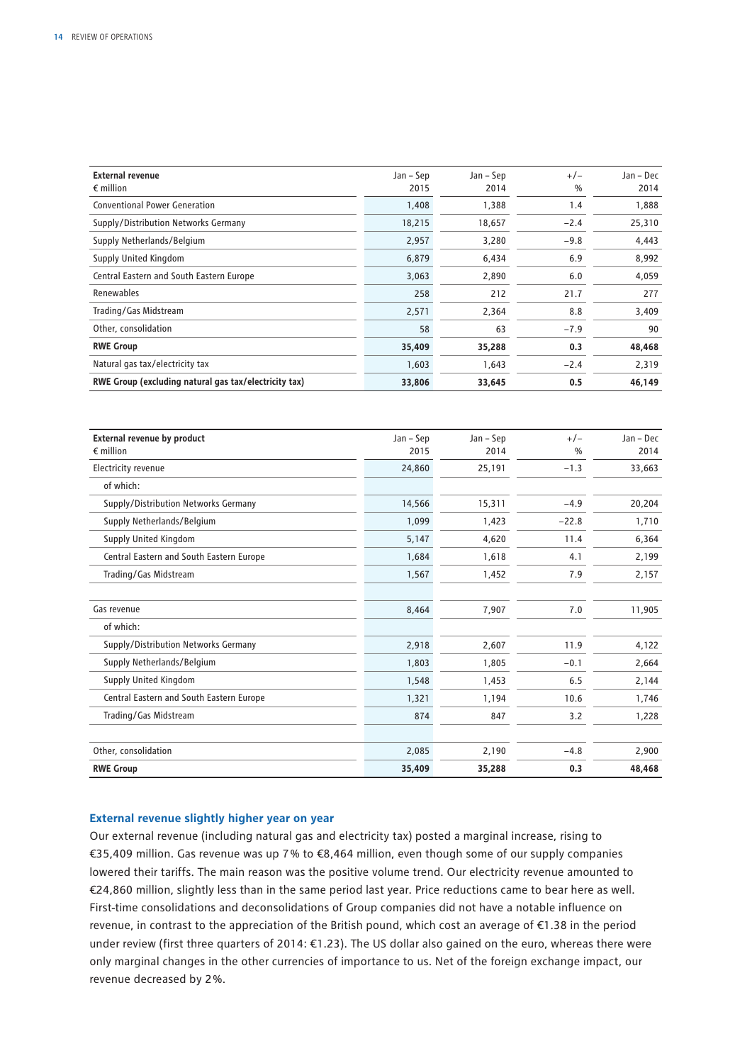| External revenue<br>€ million | Jan – Sep<br>2015 | Jan – Sep<br>2014 | +/–<br>% | Jan – Dec<br>2014 |
|---|---|---|---|---|
| Conventional Power Generation | 1,408 | 1,388 | 1.4 | 1,888 |
| Supply/Distribution Networks Germany | 18,215 | 18,657 | −2.4 | 25,310 |
| Supply Netherlands/Belgium | 2,957 | 3,280 | −9.8 | 4,443 |
| Supply United Kingdom | 6,879 | 6,434 | 6.9 | 8,992 |
| Central Eastern and South Eastern Europe | 3,063 | 2,890 | 6.0 | 4,059 |
| Renewables | 258 | 212 | 21.7 | 277 |
| Trading/Gas Midstream | 2,571 | 2,364 | 8.8 | 3,409 |
| Other, consolidation | 58 | 63 | −7.9 | 90 |
| **RWE Group** | **35,409** | **35,288** | **0.3** | **48,468** |
| Natural gas tax/electricity tax | 1,603 | 1,643 | −2.4 | 2,319 |
| **RWE Group (excluding natural gas tax/electricity tax)** | **33,806** | **33,645** | **0.5** | **46,149** |

| External revenue by product<br>€ million | Jan – Sep<br>2015 | Jan – Sep<br>2014 | +/–<br>% | Jan – Dec<br>2014 |
|---|---|---|---|---|
| Electricity revenue | 24,860 | 25,191 | −1.3 | 33,663 |
| of which: | | | | |
| Supply/Distribution Networks Germany | 14,566 | 15,311 | −4.9 | 20,204 |
| Supply Netherlands/Belgium | 1,099 | 1,423 | −22.8 | 1,710 |
| Supply United Kingdom | 5,147 | 4,620 | 11.4 | 6,364 |
| Central Eastern and South Eastern Europe | 1,684 | 1,618 | 4.1 | 2,199 |
| Trading/Gas Midstream | 1,567 | 1,452 | 7.9 | 2,157 |
| | | | | |
| Gas revenue | 8,464 | 7,907 | 7.0 | 11,905 |
| of which: | | | | |
| Supply/Distribution Networks Germany | 2,918 | 2,607 | 11.9 | 4,122 |
| Supply Netherlands/Belgium | 1,803 | 1,805 | −0.1 | 2,664 |
| Supply United Kingdom | 1,548 | 1,453 | 6.5 | 2,144 |
| Central Eastern and South Eastern Europe | 1,321 | 1,194 | 10.6 | 1,746 |
| Trading/Gas Midstream | 874 | 847 | 3.2 | 1,228 |
| | | | | |
| Other, consolidation | 2,085 | 2,190 | −4.8 | 2,900 |
| **RWE Group** | **35,409** | **35,288** | **0.3** | **48,468** |

### External revenue slightly higher year on year

Our external revenue (including natural gas and electricity tax) posted a marginal increase, rising to €35,409 million. Gas revenue was up 7% to €8,464 million, even though some of our supply companies lowered their tariffs. The main reason was the positive volume trend. Our electricity revenue amounted to €24,860 million, slightly less than in the same period last year. Price reductions came to bear here as well. First-time consolidations and deconsolidations of Group companies did not have a notable influence on revenue, in contrast to the appreciation of the British pound, which cost an average of €1.38 in the period under review (first three quarters of 2014: €1.23). The US dollar also gained on the euro, whereas there were only marginal changes in the other currencies of importance to us. Net of the foreign exchange impact, our revenue decreased by 2%.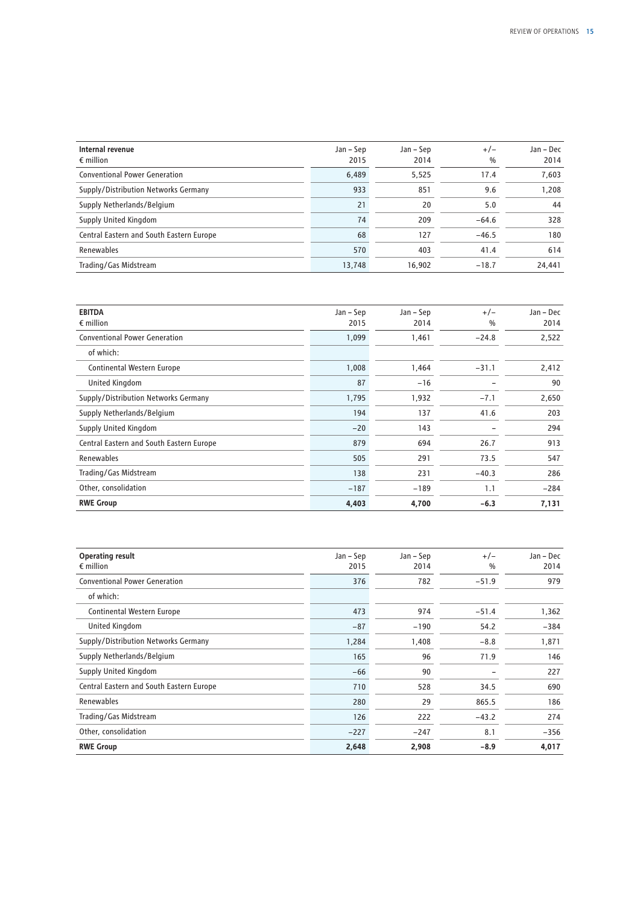| Internal revenue<br>€ million | Jan – Sep<br>2015 | Jan – Sep<br>2014 | +/–<br>% | Jan – Dec<br>2014 |
|---|---|---|---|---|
| Conventional Power Generation | 6,489 | 5,525 | 17.4 | 7,603 |
| Supply/Distribution Networks Germany | 933 | 851 | 9.6 | 1,208 |
| Supply Netherlands/Belgium | 21 | 20 | 5.0 | 44 |
| Supply United Kingdom | 74 | 209 | −64.6 | 328 |
| Central Eastern and South Eastern Europe | 68 | 127 | −46.5 | 180 |
| Renewables | 570 | 403 | 41.4 | 614 |
| Trading/Gas Midstream | 13,748 | 16,902 | −18.7 | 24,441 |

| EBITDA<br>€ million | Jan – Sep<br>2015 | Jan – Sep<br>2014 | +/–<br>% | Jan – Dec<br>2014 |
|---|---|---|---|---|
| Conventional Power Generation | 1,099 | 1,461 | −24.8 | 2,522 |
| of which: | | | | |
| Continental Western Europe | 1,008 | 1,464 | −31.1 | 2,412 |
| United Kingdom | 87 | −16 | – | 90 |
| Supply/Distribution Networks Germany | 1,795 | 1,932 | −7.1 | 2,650 |
| Supply Netherlands/Belgium | 194 | 137 | 41.6 | 203 |
| Supply United Kingdom | −20 | 143 | – | 294 |
| Central Eastern and South Eastern Europe | 879 | 694 | 26.7 | 913 |
| Renewables | 505 | 291 | 73.5 | 547 |
| Trading/Gas Midstream | 138 | 231 | −40.3 | 286 |
| Other, consolidation | −187 | −189 | 1.1 | −284 |
| **RWE Group** | **4,403** | **4,700** | **−6.3** | **7,131** |

| Operating result<br>€ million | Jan – Sep<br>2015 | Jan – Sep<br>2014 | +/–<br>% | Jan – Dec<br>2014 |
|---|---|---|---|---|
| Conventional Power Generation | 376 | 782 | −51.9 | 979 |
| of which: | | | | |
| Continental Western Europe | 473 | 974 | −51.4 | 1,362 |
| United Kingdom | −87 | −190 | 54.2 | −384 |
| Supply/Distribution Networks Germany | 1,284 | 1,408 | −8.8 | 1,871 |
| Supply Netherlands/Belgium | 165 | 96 | 71.9 | 146 |
| Supply United Kingdom | −66 | 90 | – | 227 |
| Central Eastern and South Eastern Europe | 710 | 528 | 34.5 | 690 |
| Renewables | 280 | 29 | 865.5 | 186 |
| Trading/Gas Midstream | 126 | 222 | −43.2 | 274 |
| Other, consolidation | −227 | −247 | 8.1 | −356 |
| **RWE Group** | **2,648** | **2,908** | **−8.9** | **4,017** |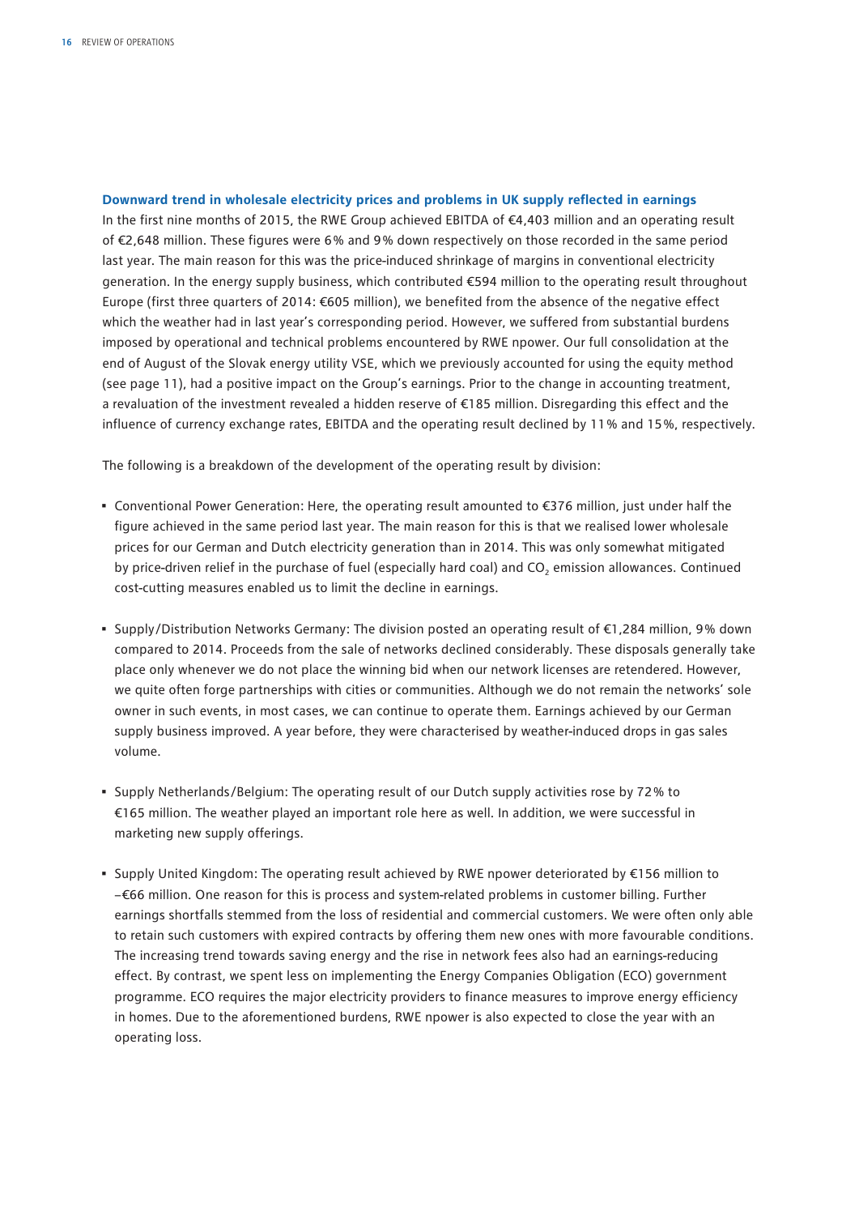## Downward trend in wholesale electricity prices and problems in UK supply reflected in earnings

In the first nine months of 2015, the RWE Group achieved EBITDA of €4,403 million and an operating result of €2,648 million. These figures were 6% and 9% down respectively on those recorded in the same period last year. The main reason for this was the price-induced shrinkage of margins in conventional electricity generation. In the energy supply business, which contributed €594 million to the operating result throughout Europe (first three quarters of 2014: €605 million), we benefited from the absence of the negative effect which the weather had in last year's corresponding period. However, we suffered from substantial burdens imposed by operational and technical problems encountered by RWE npower. Our full consolidation at the end of August of the Slovak energy utility VSE, which we previously accounted for using the equity method (see page 11), had a positive impact on the Group's earnings. Prior to the change in accounting treatment, a revaluation of the investment revealed a hidden reserve of €185 million. Disregarding this effect and the influence of currency exchange rates, EBITDA and the operating result declined by 11% and 15%, respectively.

The following is a breakdown of the development of the operating result by division:

- Conventional Power Generation: Here, the operating result amounted to €376 million, just under half the figure achieved in the same period last year. The main reason for this is that we realised lower wholesale prices for our German and Dutch electricity generation than in 2014. This was only somewhat mitigated by price-driven relief in the purchase of fuel (especially hard coal) and $CO_2$ emission allowances. Continued cost-cutting measures enabled us to limit the decline in earnings.
- Supply/Distribution Networks Germany: The division posted an operating result of €1,284 million, 9% down compared to 2014. Proceeds from the sale of networks declined considerably. These disposals generally take place only whenever we do not place the winning bid when our network licenses are retendered. However, we quite often forge partnerships with cities or communities. Although we do not remain the networks' sole owner in such events, in most cases, we can continue to operate them. Earnings achieved by our German supply business improved. A year before, they were characterised by weather-induced drops in gas sales volume.
- Supply Netherlands/Belgium: The operating result of our Dutch supply activities rose by 72% to €165 million. The weather played an important role here as well. In addition, we were successful in marketing new supply offerings.
- Supply United Kingdom: The operating result achieved by RWE npower deteriorated by €156 million to −€66 million. One reason for this is process and system-related problems in customer billing. Further earnings shortfalls stemmed from the loss of residential and commercial customers. We were often only able to retain such customers with expired contracts by offering them new ones with more favourable conditions. The increasing trend towards saving energy and the rise in network fees also had an earnings-reducing effect. By contrast, we spent less on implementing the Energy Companies Obligation (ECO) government programme. ECO requires the major electricity providers to finance measures to improve energy efficiency in homes. Due to the aforementioned burdens, RWE npower is also expected to close the year with an operating loss.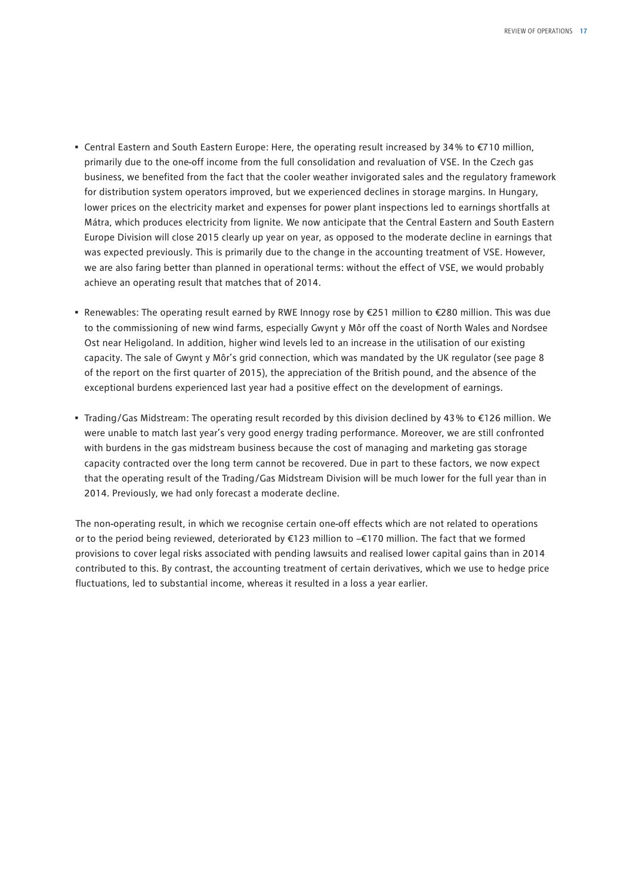- Central Eastern and South Eastern Europe: Here, the operating result increased by 34% to €710 million, primarily due to the one-off income from the full consolidation and revaluation of VSE. In the Czech gas business, we benefited from the fact that the cooler weather invigorated sales and the regulatory framework for distribution system operators improved, but we experienced declines in storage margins. In Hungary, lower prices on the electricity market and expenses for power plant inspections led to earnings shortfalls at Mátra, which produces electricity from lignite. We now anticipate that the Central Eastern and South Eastern Europe Division will close 2015 clearly up year on year, as opposed to the moderate decline in earnings that was expected previously. This is primarily due to the change in the accounting treatment of VSE. However, we are also faring better than planned in operational terms: without the effect of VSE, we would probably achieve an operating result that matches that of 2014.

- Renewables: The operating result earned by RWE Innogy rose by €251 million to €280 million. This was due to the commissioning of new wind farms, especially Gwynt y Môr off the coast of North Wales and Nordsee Ost near Heligoland. In addition, higher wind levels led to an increase in the utilisation of our existing capacity. The sale of Gwynt y Môr's grid connection, which was mandated by the UK regulator (see page 8 of the report on the first quarter of 2015), the appreciation of the British pound, and the absence of the exceptional burdens experienced last year had a positive effect on the development of earnings.

- Trading/Gas Midstream: The operating result recorded by this division declined by 43% to €126 million. We were unable to match last year's very good energy trading performance. Moreover, we are still confronted with burdens in the gas midstream business because the cost of managing and marketing gas storage capacity contracted over the long term cannot be recovered. Due in part to these factors, we now expect that the operating result of the Trading/Gas Midstream Division will be much lower for the full year than in 2014. Previously, we had only forecast a moderate decline.

The non-operating result, in which we recognise certain one-off effects which are not related to operations or to the period being reviewed, deteriorated by €123 million to –€170 million. The fact that we formed provisions to cover legal risks associated with pending lawsuits and realised lower capital gains than in 2014 contributed to this. By contrast, the accounting treatment of certain derivatives, which we use to hedge price fluctuations, led to substantial income, whereas it resulted in a loss a year earlier.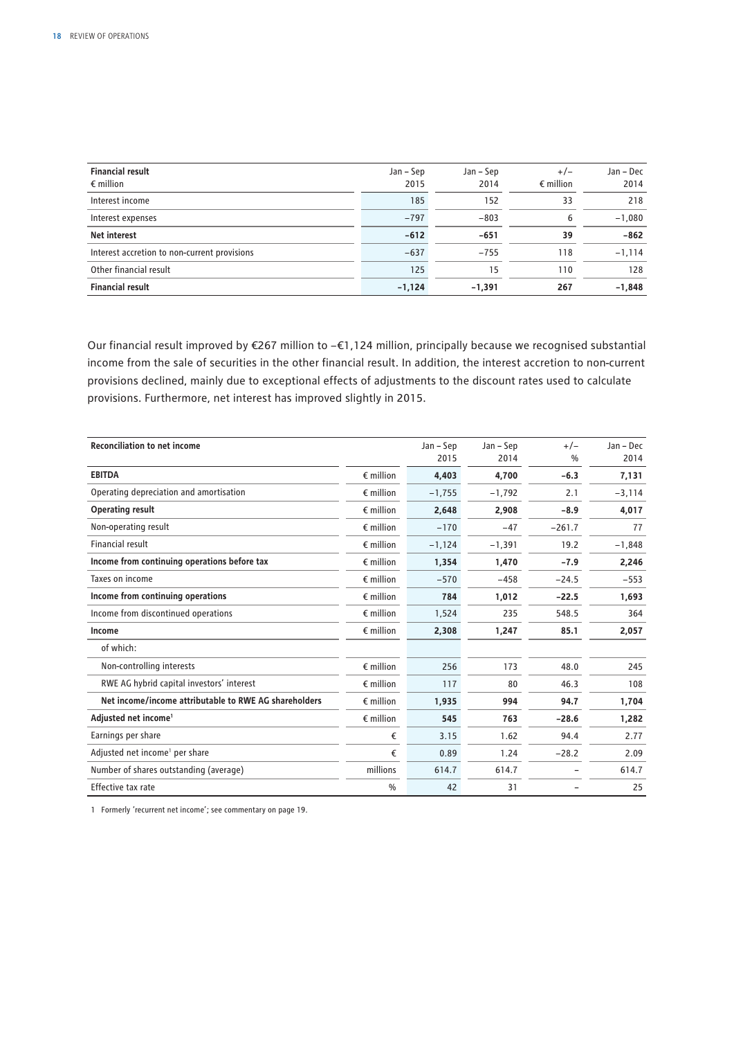| Financial result<br>€ million | Jan – Sep<br>2015 | Jan – Sep<br>2014 | +/–<br>€ million | Jan – Dec<br>2014 |
|---|---|---|---|---|
| Interest income | 185 | 152 | 33 | 218 |
| Interest expenses | –797 | –803 | 6 | –1,080 |
| **Net interest** | **–612** | **–651** | **39** | **–862** |
| Interest accretion to non-current provisions | –637 | –755 | 118 | –1,114 |
| Other financial result | 125 | 15 | 110 | 128 |
| **Financial result** | **–1,124** | **–1,391** | **267** | **–1,848** |

Our financial result improved by €267 million to –€1,124 million, principally because we recognised substantial income from the sale of securities in the other financial result. In addition, the interest accretion to non-current provisions declined, mainly due to exceptional effects of adjustments to the discount rates used to calculate provisions. Furthermore, net interest has improved slightly in 2015.

| Reconciliation to net income | | Jan – Sep<br>2015 | Jan – Sep<br>2014 | +/–<br>% | Jan – Dec<br>2014 |
|---|---|---|---|---|---|
| **EBITDA** | € million | **4,403** | **4,700** | **–6.3** | **7,131** |
| Operating depreciation and amortisation | € million | –1,755 | –1,792 | 2.1 | –3,114 |
| **Operating result** | € million | **2,648** | **2,908** | **–8.9** | **4,017** |
| Non-operating result | € million | –170 | –47 | –261.7 | 77 |
| Financial result | € million | –1,124 | –1,391 | 19.2 | –1,848 |
| **Income from continuing operations before tax** | € million | **1,354** | **1,470** | **–7.9** | **2,246** |
| Taxes on income | € million | –570 | –458 | –24.5 | –553 |
| **Income from continuing operations** | € million | **784** | **1,012** | **–22.5** | **1,693** |
| Income from discontinued operations | € million | 1,524 | 235 | 548.5 | 364 |
| **Income** | € million | **2,308** | **1,247** | **85.1** | **2,057** |
| of which: | | | | | |
| Non-controlling interests | € million | 256 | 173 | 48.0 | 245 |
| RWE AG hybrid capital investors' interest | € million | 117 | 80 | 46.3 | 108 |
| **Net income/income attributable to RWE AG shareholders** | € million | **1,935** | **994** | **94.7** | **1,704** |
| **Adjusted net income[1]** | € million | **545** | **763** | **–28.6** | **1,282** |
| Earnings per share | € | 3.15 | 1.62 | 94.4 | 2.77 |
| Adjusted net income[1] per share | € | 0.89 | 1.24 | –28.2 | 2.09 |
| Number of shares outstanding (average) | millions | 614.7 | 614.7 | – | 614.7 |
| Effective tax rate | % | 42 | 31 | – | 25 |

1 Formerly 'recurrent net income'; see commentary on page 19.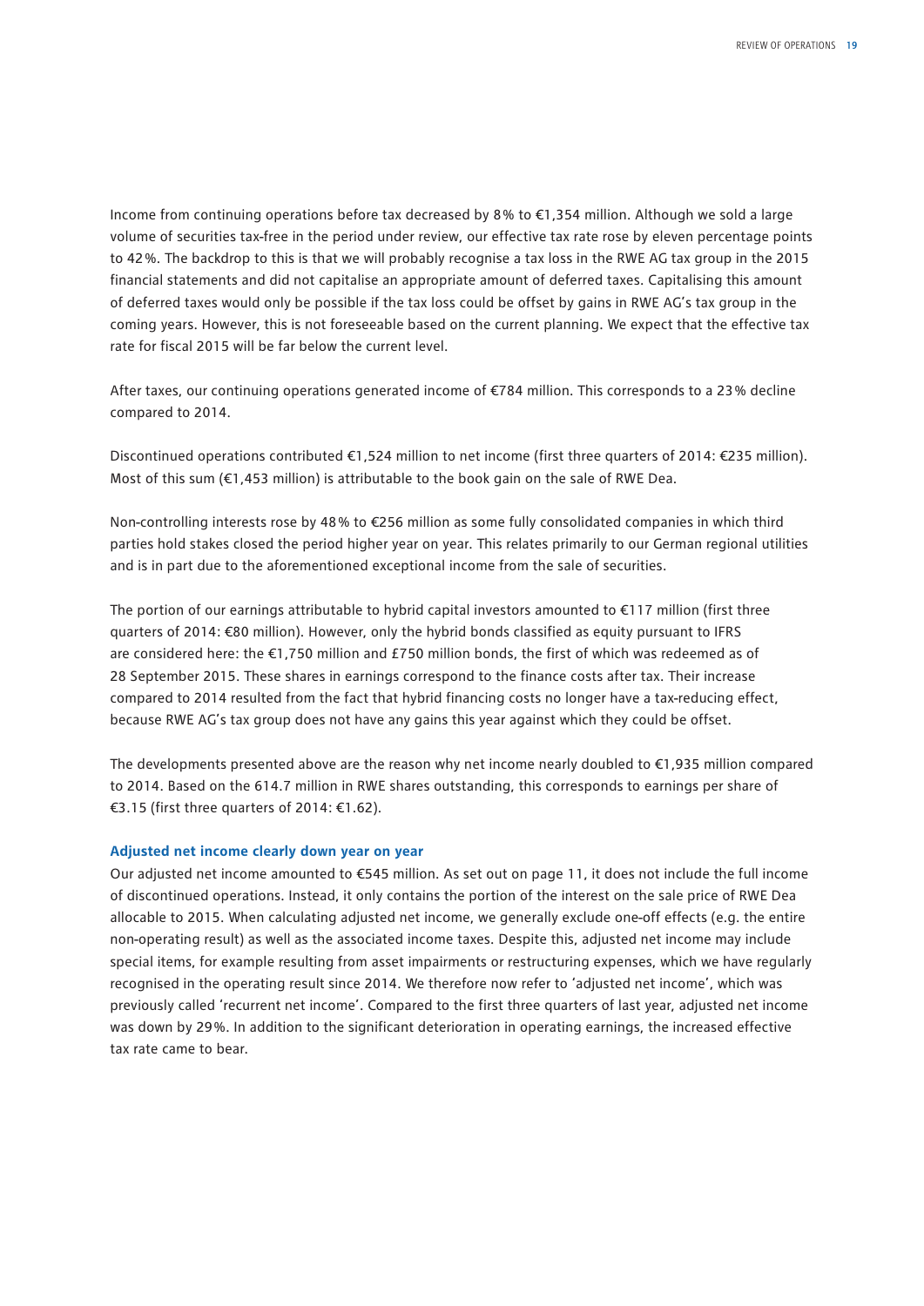Income from continuing operations before tax decreased by 8 % to €1,354 million. Although we sold a large volume of securities tax-free in the period under review, our effective tax rate rose by eleven percentage points to 42 %. The backdrop to this is that we will probably recognise a tax loss in the RWE AG tax group in the 2015 financial statements and did not capitalise an appropriate amount of deferred taxes. Capitalising this amount of deferred taxes would only be possible if the tax loss could be offset by gains in RWE AG's tax group in the coming years. However, this is not foreseeable based on the current planning. We expect that the effective tax rate for fiscal 2015 will be far below the current level.

After taxes, our continuing operations generated income of €784 million. This corresponds to a 23 % decline compared to 2014.

Discontinued operations contributed €1,524 million to net income (first three quarters of 2014: €235 million). Most of this sum (€1,453 million) is attributable to the book gain on the sale of RWE Dea.

Non-controlling interests rose by 48 % to €256 million as some fully consolidated companies in which third parties hold stakes closed the period higher year on year. This relates primarily to our German regional utilities and is in part due to the aforementioned exceptional income from the sale of securities.

The portion of our earnings attributable to hybrid capital investors amounted to €117 million (first three quarters of 2014: €80 million). However, only the hybrid bonds classified as equity pursuant to IFRS are considered here: the €1,750 million and £750 million bonds, the first of which was redeemed as of 28 September 2015. These shares in earnings correspond to the finance costs after tax. Their increase compared to 2014 resulted from the fact that hybrid financing costs no longer have a tax-reducing effect, because RWE AG's tax group does not have any gains this year against which they could be offset.

The developments presented above are the reason why net income nearly doubled to €1,935 million compared to 2014. Based on the 614.7 million in RWE shares outstanding, this corresponds to earnings per share of €3.15 (first three quarters of 2014: €1.62).

### Adjusted net income clearly down year on year

Our adjusted net income amounted to €545 million. As set out on page 11, it does not include the full income of discontinued operations. Instead, it only contains the portion of the interest on the sale price of RWE Dea allocable to 2015. When calculating adjusted net income, we generally exclude one-off effects (e.g. the entire non-operating result) as well as the associated income taxes. Despite this, adjusted net income may include special items, for example resulting from asset impairments or restructuring expenses, which we have regularly recognised in the operating result since 2014. We therefore now refer to 'adjusted net income', which was previously called 'recurrent net income'. Compared to the first three quarters of last year, adjusted net income was down by 29 %. In addition to the significant deterioration in operating earnings, the increased effective tax rate came to bear.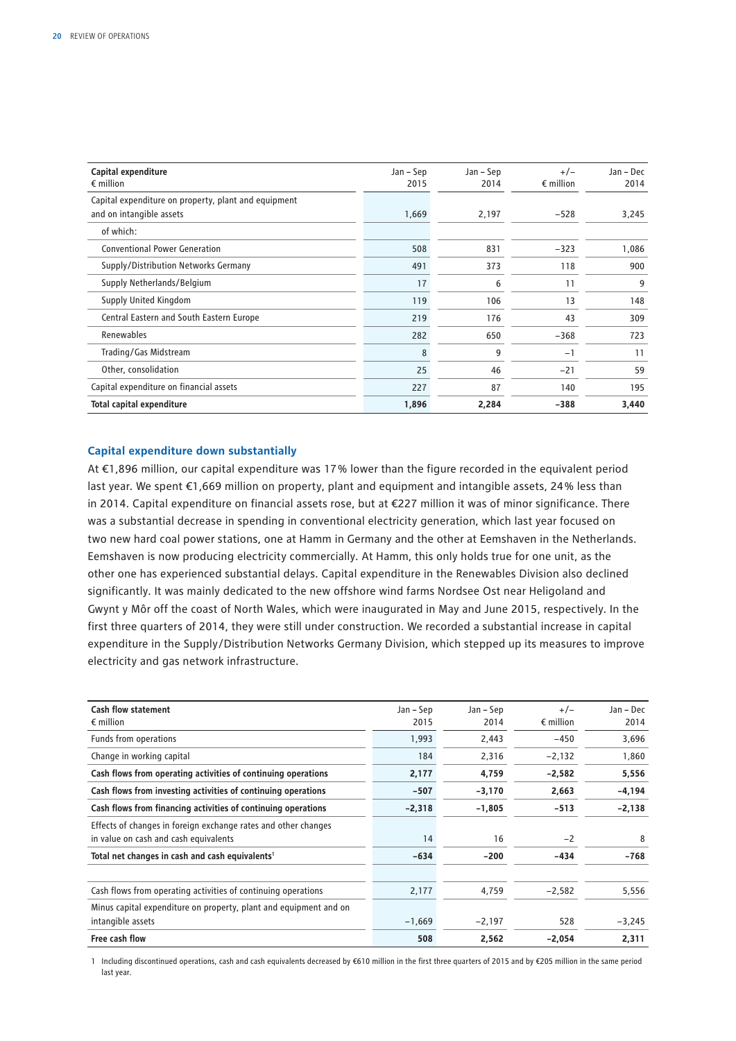| Capital expenditure<br>€ million | Jan – Sep<br>2015 | Jan – Sep<br>2014 | +/–<br>€ million | Jan – Dec<br>2014 |
|---|---|---|---|---|
| Capital expenditure on property, plant and equipment and on intangible assets | 1,669 | 2,197 | −528 | 3,245 |
| of which: | | | | |
| Conventional Power Generation | 508 | 831 | −323 | 1,086 |
| Supply/Distribution Networks Germany | 491 | 373 | 118 | 900 |
| Supply Netherlands/Belgium | 17 | 6 | 11 | 9 |
| Supply United Kingdom | 119 | 106 | 13 | 148 |
| Central Eastern and South Eastern Europe | 219 | 176 | 43 | 309 |
| Renewables | 282 | 650 | −368 | 723 |
| Trading/Gas Midstream | 8 | 9 | −1 | 11 |
| Other, consolidation | 25 | 46 | −21 | 59 |
| Capital expenditure on financial assets | 227 | 87 | 140 | 195 |
| **Total capital expenditure** | **1,896** | **2,284** | **−388** | **3,440** |

## Capital expenditure down substantially

At €1,896 million, our capital expenditure was 17 % lower than the figure recorded in the equivalent period last year. We spent €1,669 million on property, plant and equipment and intangible assets, 24 % less than in 2014. Capital expenditure on financial assets rose, but at €227 million it was of minor significance. There was a substantial decrease in spending in conventional electricity generation, which last year focused on two new hard coal power stations, one at Hamm in Germany and the other at Eemshaven in the Netherlands. Eemshaven is now producing electricity commercially. At Hamm, this only holds true for one unit, as the other one has experienced substantial delays. Capital expenditure in the Renewables Division also declined significantly. It was mainly dedicated to the new offshore wind farms Nordsee Ost near Heligoland and Gwynt y Môr off the coast of North Wales, which were inaugurated in May and June 2015, respectively. In the first three quarters of 2014, they were still under construction. We recorded a substantial increase in capital expenditure in the Supply/Distribution Networks Germany Division, which stepped up its measures to improve electricity and gas network infrastructure.

| Cash flow statement<br>€ million | Jan – Sep<br>2015 | Jan – Sep<br>2014 | +/–<br>€ million | Jan – Dec<br>2014 |
|---|---|---|---|---|
| Funds from operations | 1,993 | 2,443 | −450 | 3,696 |
| Change in working capital | 184 | 2,316 | −2,132 | 1,860 |
| **Cash flows from operating activities of continuing operations** | **2,177** | **4,759** | **−2,582** | **5,556** |
| **Cash flows from investing activities of continuing operations** | **−507** | **−3,170** | **2,663** | **−4,194** |
| **Cash flows from financing activities of continuing operations** | **−2,318** | **−1,805** | **−513** | **−2,138** |
| Effects of changes in foreign exchange rates and other changes in value on cash and cash equivalents | 14 | 16 | −2 | 8 |
| **Total net changes in cash and cash equivalents**[1] | **−634** | **−200** | **−434** | **−768** |
| | | | | |
| Cash flows from operating activities of continuing operations | 2,177 | 4,759 | −2,582 | 5,556 |
| Minus capital expenditure on property, plant and equipment and on intangible assets | −1,669 | −2,197 | 528 | −3,245 |
| **Free cash flow** | **508** | **2,562** | **−2,054** | **2,311** |

1 Including discontinued operations, cash and cash equivalents decreased by €610 million in the first three quarters of 2015 and by €205 million in the same period last year.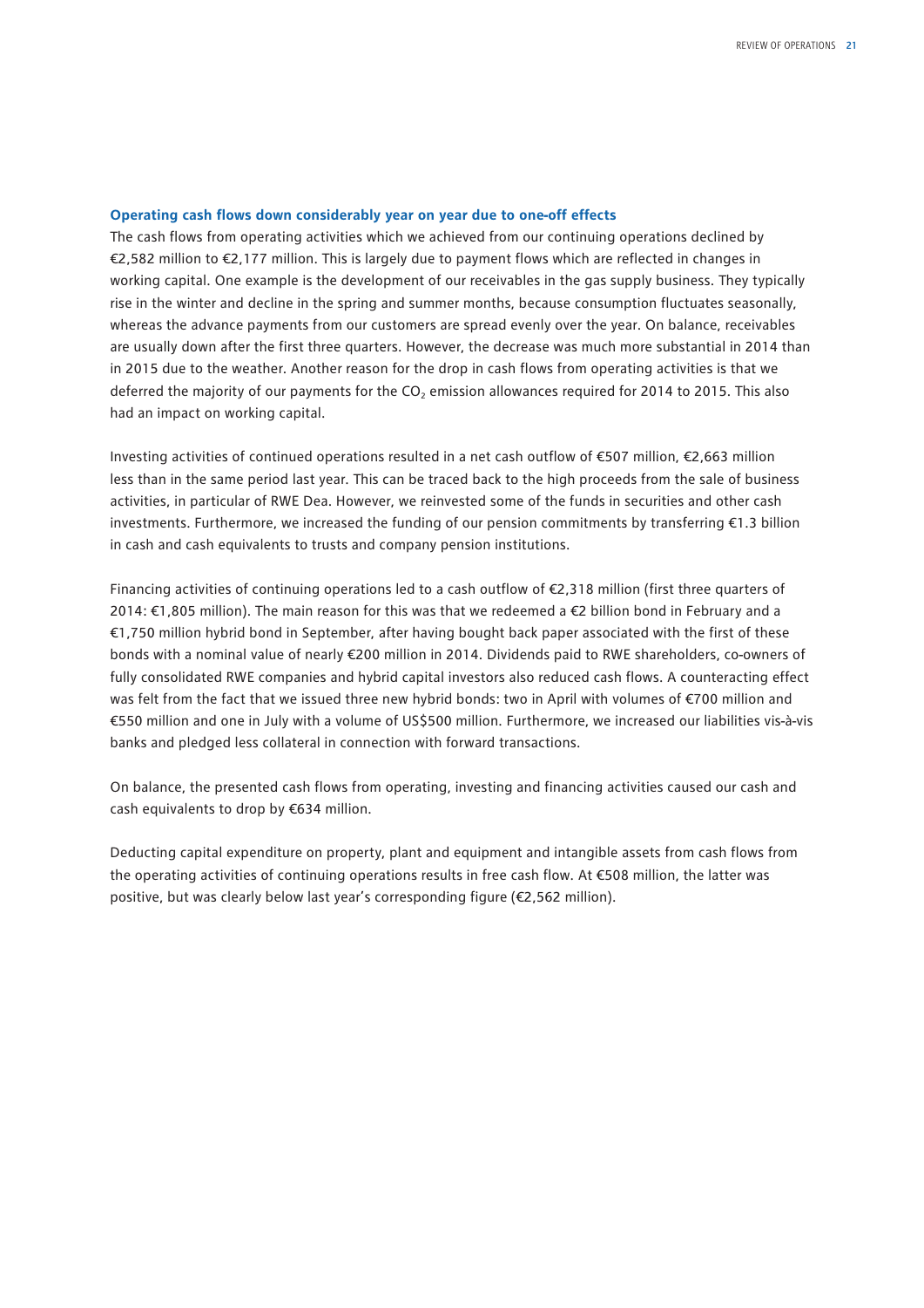### Operating cash flows down considerably year on year due to one-off effects

The cash flows from operating activities which we achieved from our continuing operations declined by €2,582 million to €2,177 million. This is largely due to payment flows which are reflected in changes in working capital. One example is the development of our receivables in the gas supply business. They typically rise in the winter and decline in the spring and summer months, because consumption fluctuates seasonally, whereas the advance payments from our customers are spread evenly over the year. On balance, receivables are usually down after the first three quarters. However, the decrease was much more substantial in 2014 than in 2015 due to the weather. Another reason for the drop in cash flows from operating activities is that we deferred the majority of our payments for the $CO_2$ emission allowances required for 2014 to 2015. This also had an impact on working capital.

Investing activities of continued operations resulted in a net cash outflow of €507 million, €2,663 million less than in the same period last year. This can be traced back to the high proceeds from the sale of business activities, in particular of RWE Dea. However, we reinvested some of the funds in securities and other cash investments. Furthermore, we increased the funding of our pension commitments by transferring €1.3 billion in cash and cash equivalents to trusts and company pension institutions.

Financing activities of continuing operations led to a cash outflow of €2,318 million (first three quarters of 2014: €1,805 million). The main reason for this was that we redeemed a €2 billion bond in February and a €1,750 million hybrid bond in September, after having bought back paper associated with the first of these bonds with a nominal value of nearly €200 million in 2014. Dividends paid to RWE shareholders, co-owners of fully consolidated RWE companies and hybrid capital investors also reduced cash flows. A counteracting effect was felt from the fact that we issued three new hybrid bonds: two in April with volumes of €700 million and €550 million and one in July with a volume of US$500 million. Furthermore, we increased our liabilities vis-à-vis banks and pledged less collateral in connection with forward transactions.

On balance, the presented cash flows from operating, investing and financing activities caused our cash and cash equivalents to drop by €634 million.

Deducting capital expenditure on property, plant and equipment and intangible assets from cash flows from the operating activities of continuing operations results in free cash flow. At €508 million, the latter was positive, but was clearly below last year's corresponding figure (€2,562 million).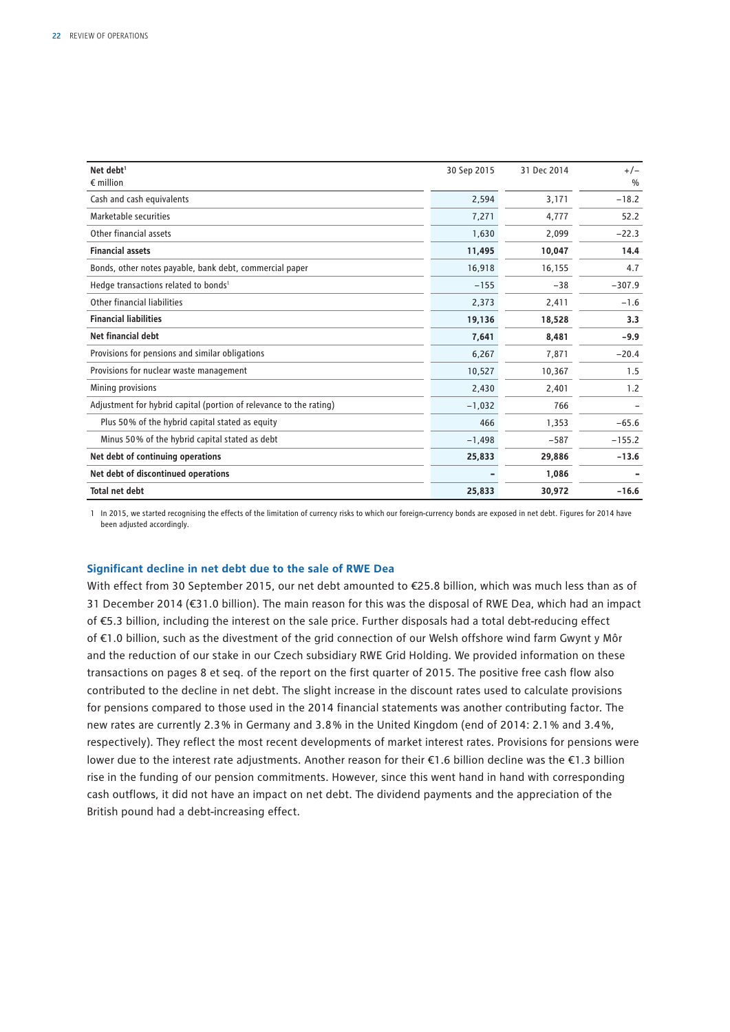| Net debt[1] € million | 30 Sep 2015 | 31 Dec 2014 | +/– % |
|---|---|---|---|
| Cash and cash equivalents | 2,594 | 3,171 | −18.2 |
| Marketable securities | 7,271 | 4,777 | 52.2 |
| Other financial assets | 1,630 | 2,099 | −22.3 |
| **Financial assets** | **11,495** | **10,047** | **14.4** |
| Bonds, other notes payable, bank debt, commercial paper | 16,918 | 16,155 | 4.7 |
| Hedge transactions related to bonds[1] | −155 | −38 | −307.9 |
| Other financial liabilities | 2,373 | 2,411 | −1.6 |
| **Financial liabilities** | **19,136** | **18,528** | **3.3** |
| **Net financial debt** | **7,641** | **8,481** | **−9.9** |
| Provisions for pensions and similar obligations | 6,267 | 7,871 | −20.4 |
| Provisions for nuclear waste management | 10,527 | 10,367 | 1.5 |
| Mining provisions | 2,430 | 2,401 | 1.2 |
| Adjustment for hybrid capital (portion of relevance to the rating) | −1,032 | 766 | – |
| Plus 50% of the hybrid capital stated as equity | 466 | 1,353 | −65.6 |
| Minus 50% of the hybrid capital stated as debt | −1,498 | −587 | −155.2 |
| **Net debt of continuing operations** | **25,833** | **29,886** | **−13.6** |
| **Net debt of discontinued operations** | **–** | **1,086** | **–** |
| **Total net debt** | **25,833** | **30,972** | **−16.6** |

1 In 2015, we started recognising the effects of the limitation of currency risks to which our foreign-currency bonds are exposed in net debt. Figures for 2014 have been adjusted accordingly.

### Significant decline in net debt due to the sale of RWE Dea

With effect from 30 September 2015, our net debt amounted to €25.8 billion, which was much less than as of 31 December 2014 (€31.0 billion). The main reason for this was the disposal of RWE Dea, which had an impact of €5.3 billion, including the interest on the sale price. Further disposals had a total debt-reducing effect of €1.0 billion, such as the divestment of the grid connection of our Welsh offshore wind farm Gwynt y Môr and the reduction of our stake in our Czech subsidiary RWE Grid Holding. We provided information on these transactions on pages 8 et seq. of the report on the first quarter of 2015. The positive free cash flow also contributed to the decline in net debt. The slight increase in the discount rates used to calculate provisions for pensions compared to those used in the 2014 financial statements was another contributing factor. The new rates are currently 2.3% in Germany and 3.8% in the United Kingdom (end of 2014: 2.1% and 3.4%, respectively). They reflect the most recent developments of market interest rates. Provisions for pensions were lower due to the interest rate adjustments. Another reason for their €1.6 billion decline was the €1.3 billion rise in the funding of our pension commitments. However, since this went hand in hand with corresponding cash outflows, it did not have an impact on net debt. The dividend payments and the appreciation of the British pound had a debt-increasing effect.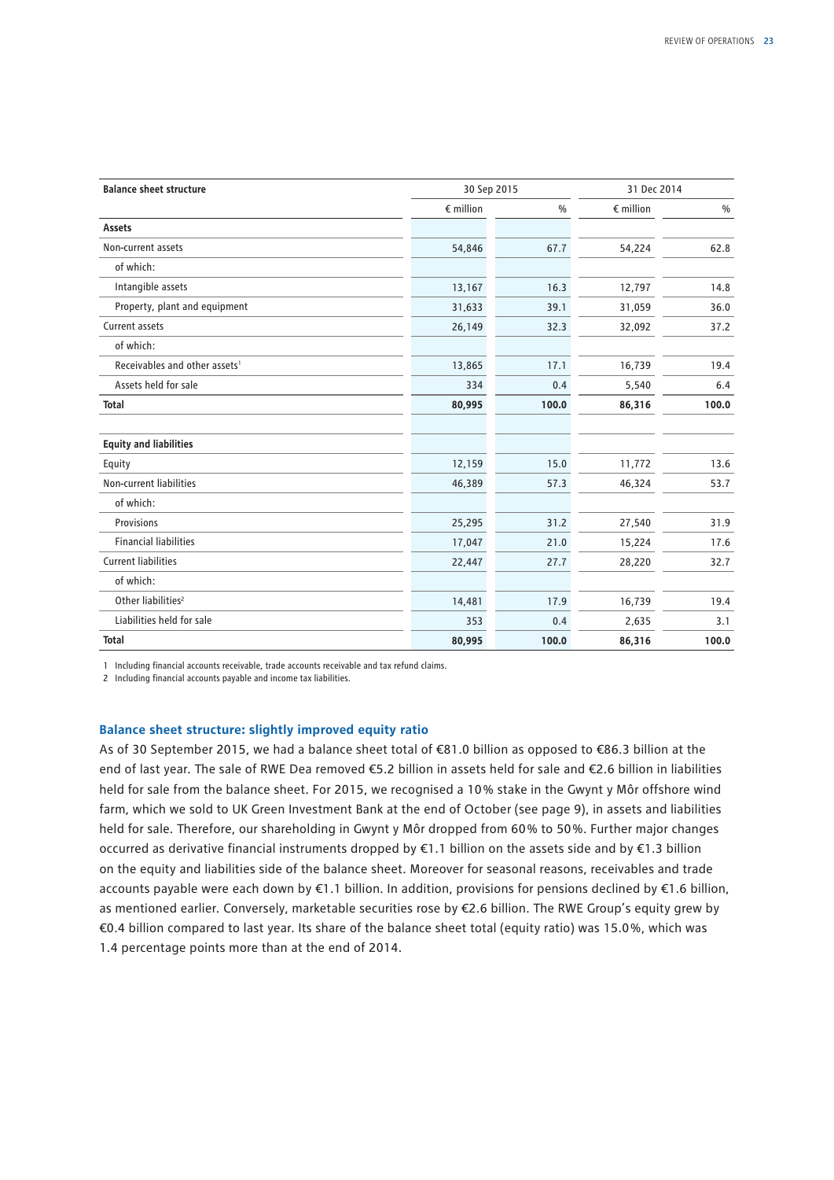| Balance sheet structure | 30 Sep 2015 | | 31 Dec 2014 | |
|---|---|---|---|---|
| | € million | % | € million | % |
| **Assets** | | | | |
| Non-current assets | 54,846 | 67.7 | 54,224 | 62.8 |
| of which: | | | | |
| Intangible assets | 13,167 | 16.3 | 12,797 | 14.8 |
| Property, plant and equipment | 31,633 | 39.1 | 31,059 | 36.0 |
| Current assets | 26,149 | 32.3 | 32,092 | 37.2 |
| of which: | | | | |
| Receivables and other assets[1] | 13,865 | 17.1 | 16,739 | 19.4 |
| Assets held for sale | 334 | 0.4 | 5,540 | 6.4 |
| **Total** | **80,995** | **100.0** | **86,316** | **100.0** |
| | | | | |
| **Equity and liabilities** | | | | |
| Equity | 12,159 | 15.0 | 11,772 | 13.6 |
| Non-current liabilities | 46,389 | 57.3 | 46,324 | 53.7 |
| of which: | | | | |
| Provisions | 25,295 | 31.2 | 27,540 | 31.9 |
| Financial liabilities | 17,047 | 21.0 | 15,224 | 17.6 |
| Current liabilities | 22,447 | 27.7 | 28,220 | 32.7 |
| of which: | | | | |
| Other liabilities[2] | 14,481 | 17.9 | 16,739 | 19.4 |
| Liabilities held for sale | 353 | 0.4 | 2,635 | 3.1 |
| **Total** | **80,995** | **100.0** | **86,316** | **100.0** |

1 Including financial accounts receivable, trade accounts receivable and tax refund claims.

2 Including financial accounts payable and income tax liabilities.

### Balance sheet structure: slightly improved equity ratio

As of 30 September 2015, we had a balance sheet total of €81.0 billion as opposed to €86.3 billion at the end of last year. The sale of RWE Dea removed €5.2 billion in assets held for sale and €2.6 billion in liabilities held for sale from the balance sheet. For 2015, we recognised a 10% stake in the Gwynt y Môr offshore wind farm, which we sold to UK Green Investment Bank at the end of October (see page 9), in assets and liabilities held for sale. Therefore, our shareholding in Gwynt y Môr dropped from 60% to 50%. Further major changes occurred as derivative financial instruments dropped by €1.1 billion on the assets side and by €1.3 billion on the equity and liabilities side of the balance sheet. Moreover for seasonal reasons, receivables and trade accounts payable were each down by €1.1 billion. In addition, provisions for pensions declined by €1.6 billion, as mentioned earlier. Conversely, marketable securities rose by €2.6 billion. The RWE Group's equity grew by €0.4 billion compared to last year. Its share of the balance sheet total (equity ratio) was 15.0%, which was 1.4 percentage points more than at the end of 2014.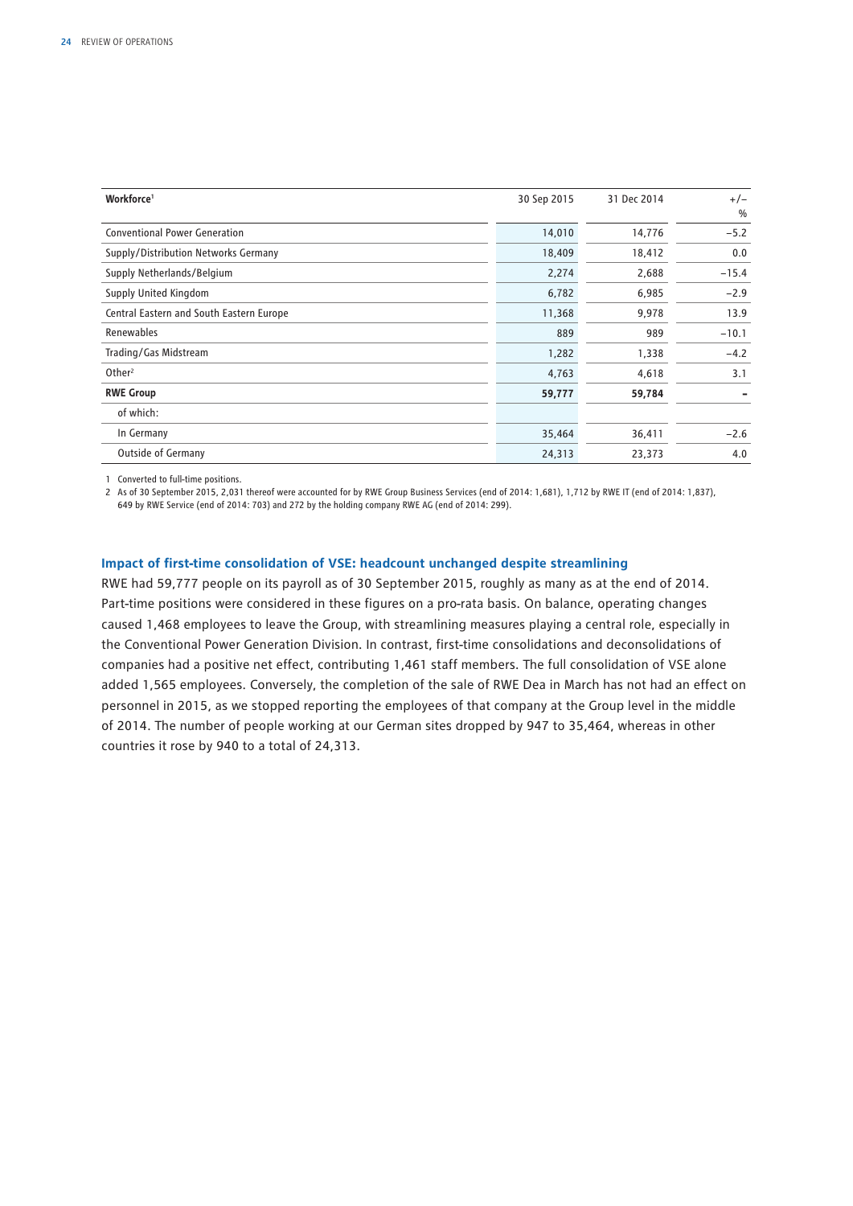| Workforce[1] | 30 Sep 2015 | 31 Dec 2014 | +/– % |
|---|---|---|---|
| Conventional Power Generation | 14,010 | 14,776 | −5.2 |
| Supply/Distribution Networks Germany | 18,409 | 18,412 | 0.0 |
| Supply Netherlands/Belgium | 2,274 | 2,688 | −15.4 |
| Supply United Kingdom | 6,782 | 6,985 | −2.9 |
| Central Eastern and South Eastern Europe | 11,368 | 9,978 | 13.9 |
| Renewables | 889 | 989 | −10.1 |
| Trading/Gas Midstream | 1,282 | 1,338 | −4.2 |
| Other[2] | 4,763 | 4,618 | 3.1 |
| **RWE Group** | **59,777** | **59,784** | **-** |
| of which: | | | |
| In Germany | 35,464 | 36,411 | −2.6 |
| Outside of Germany | 24,313 | 23,373 | 4.0 |

1 Converted to full-time positions.

2 As of 30 September 2015, 2,031 thereof were accounted for by RWE Group Business Services (end of 2014: 1,681), 1,712 by RWE IT (end of 2014: 1,837), 649 by RWE Service (end of 2014: 703) and 272 by the holding company RWE AG (end of 2014: 299).

### Impact of first-time consolidation of VSE: headcount unchanged despite streamlining

RWE had 59,777 people on its payroll as of 30 September 2015, roughly as many as at the end of 2014. Part-time positions were considered in these figures on a pro-rata basis. On balance, operating changes caused 1,468 employees to leave the Group, with streamlining measures playing a central role, especially in the Conventional Power Generation Division. In contrast, first-time consolidations and deconsolidations of companies had a positive net effect, contributing 1,461 staff members. The full consolidation of VSE alone added 1,565 employees. Conversely, the completion of the sale of RWE Dea in March has not had an effect on personnel in 2015, as we stopped reporting the employees of that company at the Group level in the middle of 2014. The number of people working at our German sites dropped by 947 to 35,464, whereas in other countries it rose by 940 to a total of 24,313.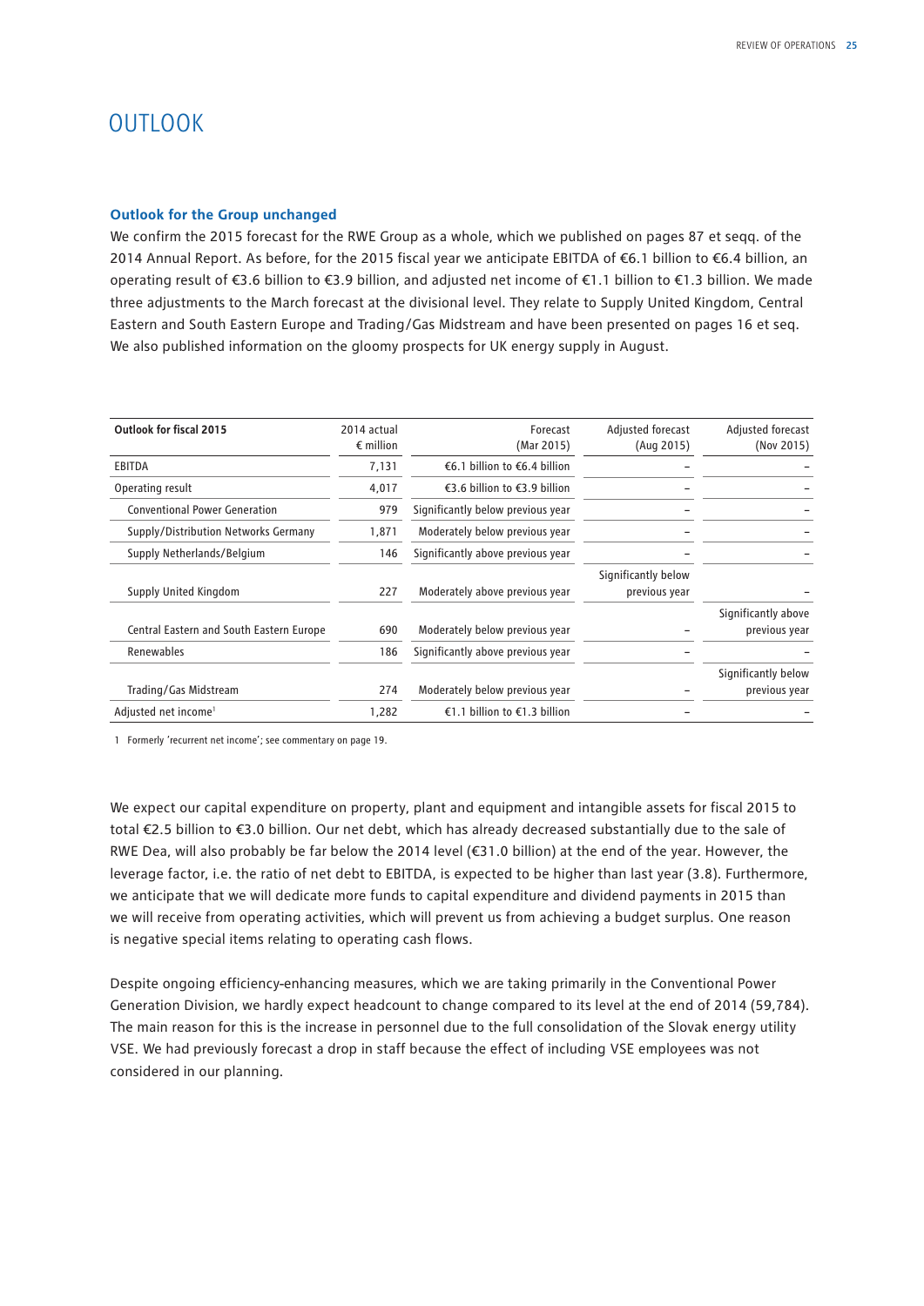# OUTLOOK

### Outlook for the Group unchanged

We confirm the 2015 forecast for the RWE Group as a whole, which we published on pages 87 et seqq. of the 2014 Annual Report. As before, for the 2015 fiscal year we anticipate EBITDA of €6.1 billion to €6.4 billion, an operating result of €3.6 billion to €3.9 billion, and adjusted net income of €1.1 billion to €1.3 billion. We made three adjustments to the March forecast at the divisional level. They relate to Supply United Kingdom, Central Eastern and South Eastern Europe and Trading/Gas Midstream and have been presented on pages 16 et seq. We also published information on the gloomy prospects for UK energy supply in August.

| Outlook for fiscal 2015 | 2014 actual € million | Forecast (Mar 2015) | Adjusted forecast (Aug 2015) | Adjusted forecast (Nov 2015) |
|---|---|---|---|---|
| EBITDA | 7,131 | €6.1 billion to €6.4 billion | – | – |
| Operating result | 4,017 | €3.6 billion to €3.9 billion | – | – |
| Conventional Power Generation | 979 | Significantly below previous year | – | – |
| Supply/Distribution Networks Germany | 1,871 | Moderately below previous year | – | – |
| Supply Netherlands/Belgium | 146 | Significantly above previous year | – | – |
| Supply United Kingdom | 227 | Moderately above previous year | Significantly below previous year | – |
| Central Eastern and South Eastern Europe | 690 | Moderately below previous year | – | Significantly above previous year |
| Renewables | 186 | Significantly above previous year | – | – |
| Trading/Gas Midstream | 274 | Moderately below previous year | – | Significantly below previous year |
| Adjusted net income[1] | 1,282 | €1.1 billion to €1.3 billion | – | – |

1 Formerly 'recurrent net income'; see commentary on page 19.

We expect our capital expenditure on property, plant and equipment and intangible assets for fiscal 2015 to total €2.5 billion to €3.0 billion. Our net debt, which has already decreased substantially due to the sale of RWE Dea, will also probably be far below the 2014 level (€31.0 billion) at the end of the year. However, the leverage factor, i.e. the ratio of net debt to EBITDA, is expected to be higher than last year (3.8). Furthermore, we anticipate that we will dedicate more funds to capital expenditure and dividend payments in 2015 than we will receive from operating activities, which will prevent us from achieving a budget surplus. One reason is negative special items relating to operating cash flows.

Despite ongoing efficiency-enhancing measures, which we are taking primarily in the Conventional Power Generation Division, we hardly expect headcount to change compared to its level at the end of 2014 (59,784). The main reason for this is the increase in personnel due to the full consolidation of the Slovak energy utility VSE. We had previously forecast a drop in staff because the effect of including VSE employees was not considered in our planning.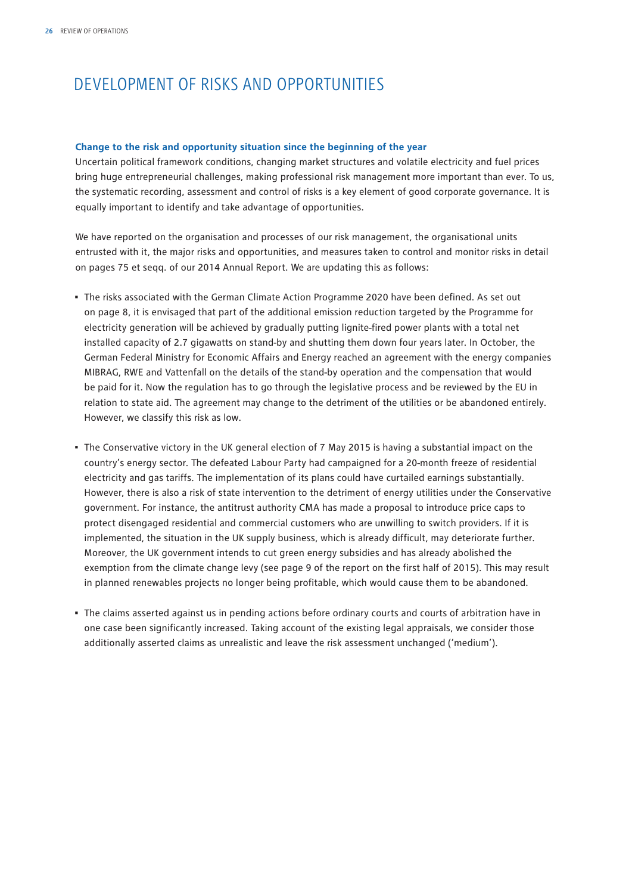# DEVELOPMENT OF RISKS AND OPPORTUNITIES

**Change to the risk and opportunity situation since the beginning of the year**

Uncertain political framework conditions, changing market structures and volatile electricity and fuel prices bring huge entrepreneurial challenges, making professional risk management more important than ever. To us, the systematic recording, assessment and control of risks is a key element of good corporate governance. It is equally important to identify and take advantage of opportunities.

We have reported on the organisation and processes of our risk management, the organisational units entrusted with it, the major risks and opportunities, and measures taken to control and monitor risks in detail on pages 75 et seqq. of our 2014 Annual Report. We are updating this as follows:

- The risks associated with the German Climate Action Programme 2020 have been defined. As set out on page 8, it is envisaged that part of the additional emission reduction targeted by the Programme for electricity generation will be achieved by gradually putting lignite-fired power plants with a total net installed capacity of 2.7 gigawatts on stand-by and shutting them down four years later. In October, the German Federal Ministry for Economic Affairs and Energy reached an agreement with the energy companies MIBRAG, RWE and Vattenfall on the details of the stand-by operation and the compensation that would be paid for it. Now the regulation has to go through the legislative process and be reviewed by the EU in relation to state aid. The agreement may change to the detriment of the utilities or be abandoned entirely. However, we classify this risk as low.

- The Conservative victory in the UK general election of 7 May 2015 is having a substantial impact on the country's energy sector. The defeated Labour Party had campaigned for a 20-month freeze of residential electricity and gas tariffs. The implementation of its plans could have curtailed earnings substantially. However, there is also a risk of state intervention to the detriment of energy utilities under the Conservative government. For instance, the antitrust authority CMA has made a proposal to introduce price caps to protect disengaged residential and commercial customers who are unwilling to switch providers. If it is implemented, the situation in the UK supply business, which is already difficult, may deteriorate further. Moreover, the UK government intends to cut green energy subsidies and has already abolished the exemption from the climate change levy (see page 9 of the report on the first half of 2015). This may result in planned renewables projects no longer being profitable, which would cause them to be abandoned.

- The claims asserted against us in pending actions before ordinary courts and courts of arbitration have in one case been significantly increased. Taking account of the existing legal appraisals, we consider those additionally asserted claims as unrealistic and leave the risk assessment unchanged ('medium').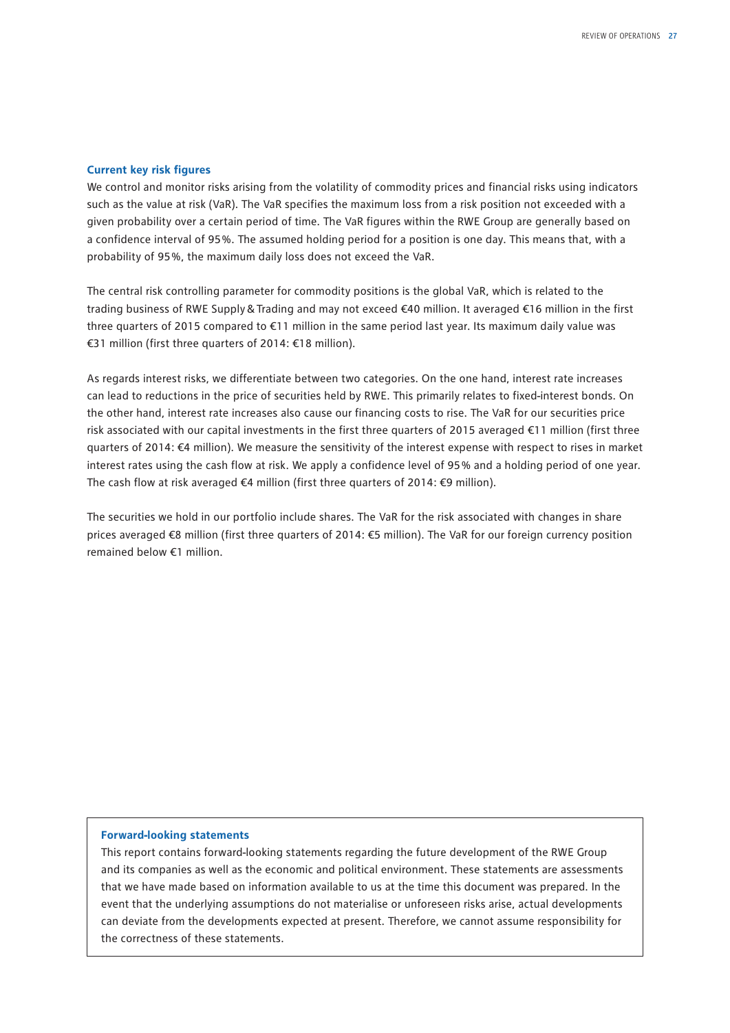### Current key risk figures

We control and monitor risks arising from the volatility of commodity prices and financial risks using indicators such as the value at risk (VaR). The VaR specifies the maximum loss from a risk position not exceeded with a given probability over a certain period of time. The VaR figures within the RWE Group are generally based on a confidence interval of 95%. The assumed holding period for a position is one day. This means that, with a probability of 95%, the maximum daily loss does not exceed the VaR.

The central risk controlling parameter for commodity positions is the global VaR, which is related to the trading business of RWE Supply & Trading and may not exceed €40 million. It averaged €16 million in the first three quarters of 2015 compared to €11 million in the same period last year. Its maximum daily value was €31 million (first three quarters of 2014: €18 million).

As regards interest risks, we differentiate between two categories. On the one hand, interest rate increases can lead to reductions in the price of securities held by RWE. This primarily relates to fixed-interest bonds. On the other hand, interest rate increases also cause our financing costs to rise. The VaR for our securities price risk associated with our capital investments in the first three quarters of 2015 averaged €11 million (first three quarters of 2014: €4 million). We measure the sensitivity of the interest expense with respect to rises in market interest rates using the cash flow at risk. We apply a confidence level of 95% and a holding period of one year. The cash flow at risk averaged €4 million (first three quarters of 2014: €9 million).

The securities we hold in our portfolio include shares. The VaR for the risk associated with changes in share prices averaged €8 million (first three quarters of 2014: €5 million). The VaR for our foreign currency position remained below €1 million.

### Forward-looking statements

This report contains forward-looking statements regarding the future development of the RWE Group and its companies as well as the economic and political environment. These statements are assessments that we have made based on information available to us at the time this document was prepared. In the event that the underlying assumptions do not materialise or unforeseen risks arise, actual developments can deviate from the developments expected at present. Therefore, we cannot assume responsibility for the correctness of these statements.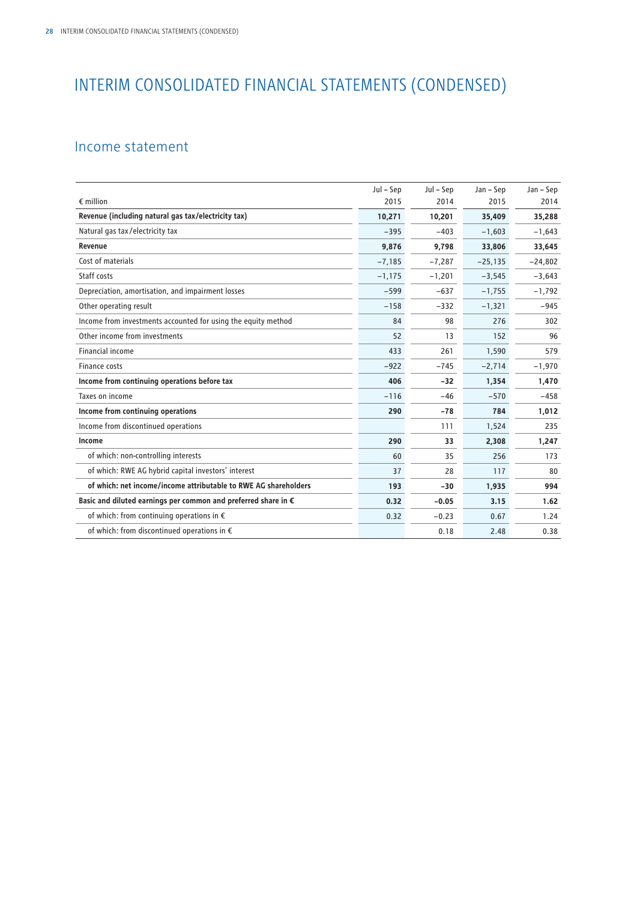# INTERIM CONSOLIDATED FINANCIAL STATEMENTS (CONDENSED)

## Income statement

| € million | Jul – Sep 2015 | Jul – Sep 2014 | Jan – Sep 2015 | Jan – Sep 2014 |
|---|---|---|---|---|
| **Revenue (including natural gas tax/electricity tax)** | **10,271** | **10,201** | **35,409** | **35,288** |
| Natural gas tax/electricity tax | −395 | −403 | −1,603 | −1,643 |
| **Revenue** | **9,876** | **9,798** | **33,806** | **33,645** |
| Cost of materials | −7,185 | −7,287 | −25,135 | −24,802 |
| Staff costs | −1,175 | −1,201 | −3,545 | −3,643 |
| Depreciation, amortisation, and impairment losses | −599 | −637 | −1,755 | −1,792 |
| Other operating result | −158 | −332 | −1,321 | −945 |
| Income from investments accounted for using the equity method | 84 | 98 | 276 | 302 |
| Other income from investments | 52 | 13 | 152 | 96 |
| Financial income | 433 | 261 | 1,590 | 579 |
| Finance costs | −922 | −745 | −2,714 | −1,970 |
| **Income from continuing operations before tax** | **406** | **−32** | **1,354** | **1,470** |
| Taxes on income | −116 | −46 | −570 | −458 |
| **Income from continuing operations** | **290** | **−78** | **784** | **1,012** |
| Income from discontinued operations | | 111 | 1,524 | 235 |
| **Income** | **290** | **33** | **2,308** | **1,247** |
| of which: non-controlling interests | 60 | 35 | 256 | 173 |
| of which: RWE AG hybrid capital investors' interest | 37 | 28 | 117 | 80 |
| **of which: net income/income attributable to RWE AG shareholders** | **193** | **−30** | **1,935** | **994** |
| **Basic and diluted earnings per common and preferred share in €** | **0.32** | **−0.05** | **3.15** | **1.62** |
| of which: from continuing operations in € | 0.32 | −0.23 | 0.67 | 1.24 |
| of which: from discontinued operations in € | | 0.18 | 2.48 | 0.38 |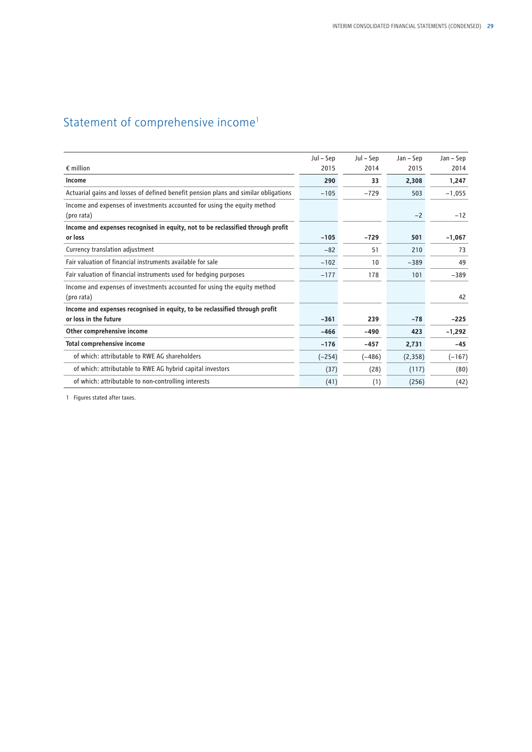# Statement of comprehensive income[1]

| € million | Jul – Sep 2015 | Jul – Sep 2014 | Jan – Sep 2015 | Jan – Sep 2014 |
|---|---|---|---|---|
| **Income** | **290** | **33** | **2,308** | **1,247** |
| Actuarial gains and losses of defined benefit pension plans and similar obligations | −105 | −729 | 503 | −1,055 |
| Income and expenses of investments accounted for using the equity method (pro rata) | | | −2 | −12 |
| **Income and expenses recognised in equity, not to be reclassified through profit or loss** | **−105** | **−729** | **501** | **−1,067** |
| Currency translation adjustment | −82 | 51 | 210 | 73 |
| Fair valuation of financial instruments available for sale | −102 | 10 | −389 | 49 |
| Fair valuation of financial instruments used for hedging purposes | −177 | 178 | 101 | −389 |
| Income and expenses of investments accounted for using the equity method (pro rata) | | | | 42 |
| **Income and expenses recognised in equity, to be reclassified through profit or loss in the future** | **−361** | **239** | **−78** | **−225** |
| **Other comprehensive income** | **−466** | **−490** | **423** | **−1,292** |
| **Total comprehensive income** | **−176** | **−457** | **2,731** | **−45** |
| of which: attributable to RWE AG shareholders | (−254) | (−486) | (2,358) | (−167) |
| of which: attributable to RWE AG hybrid capital investors | (37) | (28) | (117) | (80) |
| of which: attributable to non-controlling interests | (41) | (1) | (256) | (42) |

1 Figures stated after taxes.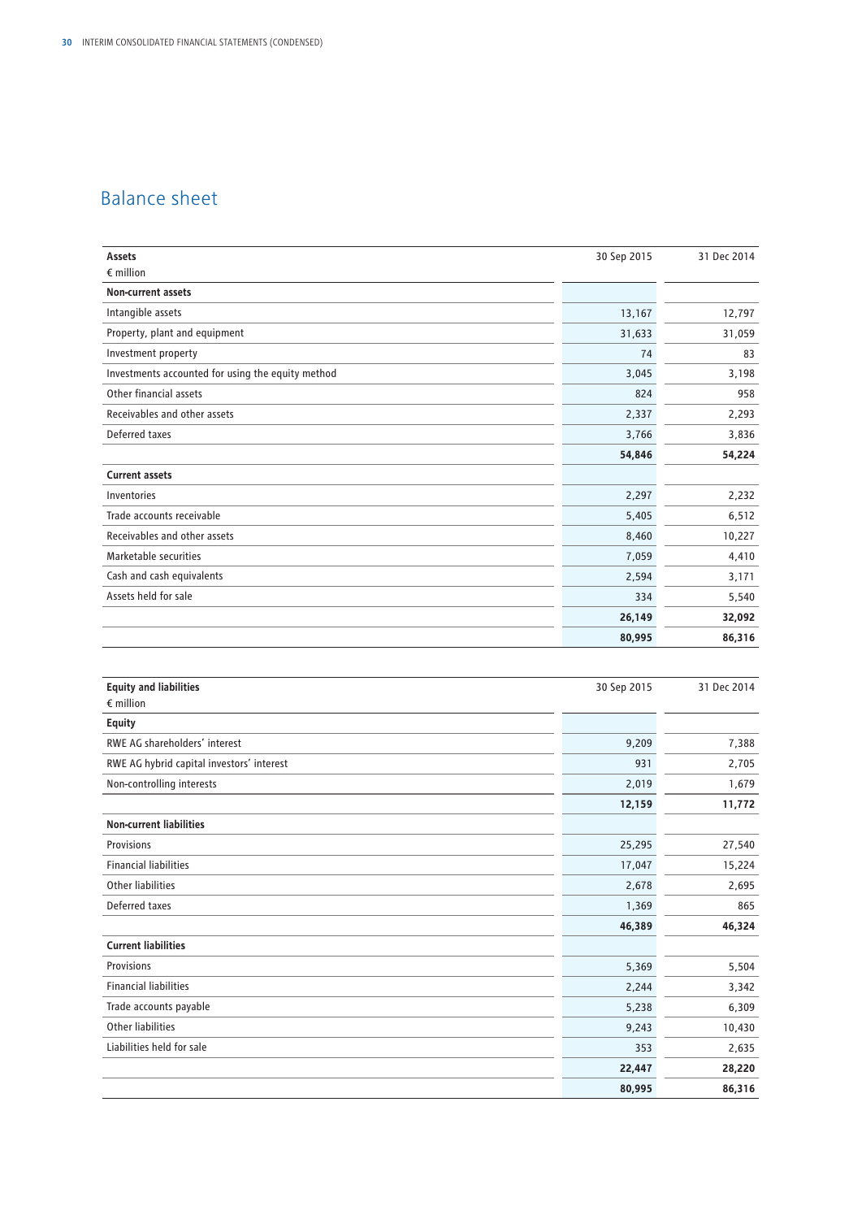# Balance sheet

| Assets<br>€ million | 30 Sep 2015 | 31 Dec 2014 |
|---|---|---|
| **Non-current assets** | | |
| Intangible assets | 13,167 | 12,797 |
| Property, plant and equipment | 31,633 | 31,059 |
| Investment property | 74 | 83 |
| Investments accounted for using the equity method | 3,045 | 3,198 |
| Other financial assets | 824 | 958 |
| Receivables and other assets | 2,337 | 2,293 |
| Deferred taxes | 3,766 | 3,836 |
| | **54,846** | **54,224** |
| **Current assets** | | |
| Inventories | 2,297 | 2,232 |
| Trade accounts receivable | 5,405 | 6,512 |
| Receivables and other assets | 8,460 | 10,227 |
| Marketable securities | 7,059 | 4,410 |
| Cash and cash equivalents | 2,594 | 3,171 |
| Assets held for sale | 334 | 5,540 |
| | **26,149** | **32,092** |
| | **80,995** | **86,316** |

| Equity and liabilities<br>€ million | 30 Sep 2015 | 31 Dec 2014 |
|---|---|---|
| **Equity** | | |
| RWE AG shareholders' interest | 9,209 | 7,388 |
| RWE AG hybrid capital investors' interest | 931 | 2,705 |
| Non-controlling interests | 2,019 | 1,679 |
| | **12,159** | **11,772** |
| **Non-current liabilities** | | |
| Provisions | 25,295 | 27,540 |
| Financial liabilities | 17,047 | 15,224 |
| Other liabilities | 2,678 | 2,695 |
| Deferred taxes | 1,369 | 865 |
| | **46,389** | **46,324** |
| **Current liabilities** | | |
| Provisions | 5,369 | 5,504 |
| Financial liabilities | 2,244 | 3,342 |
| Trade accounts payable | 5,238 | 6,309 |
| Other liabilities | 9,243 | 10,430 |
| Liabilities held for sale | 353 | 2,635 |
| | **22,447** | **28,220** |
| | **80,995** | **86,316** |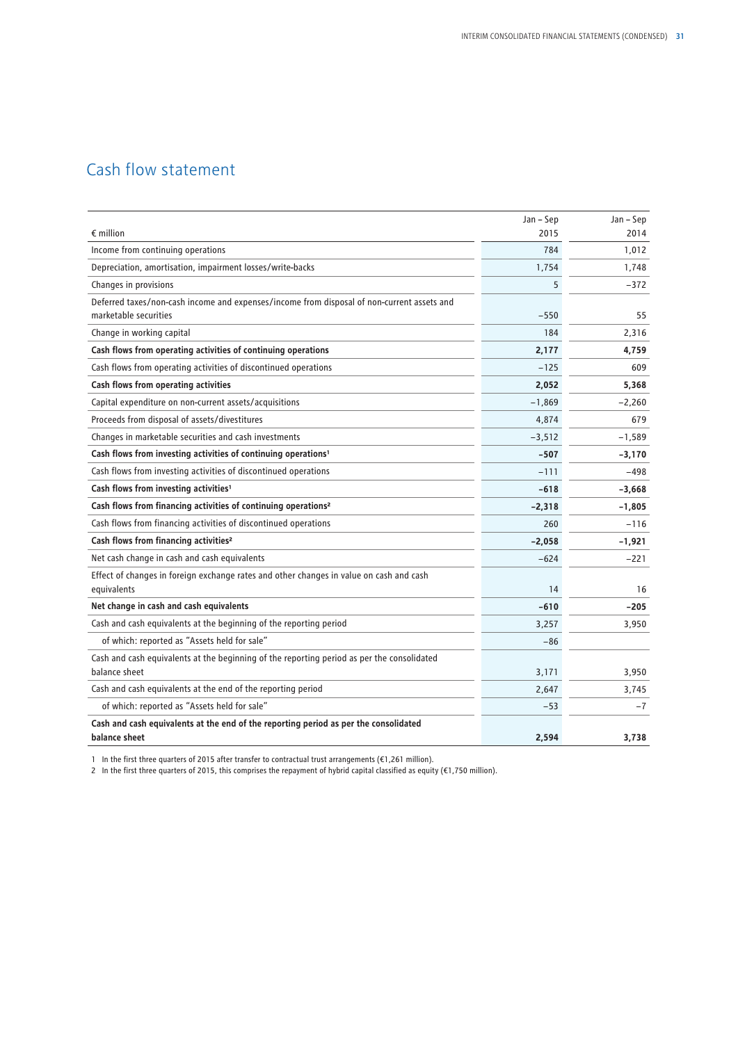## Cash flow statement

| € million | Jan – Sep 2015 | Jan – Sep 2014 |
|---|---|---|
| Income from continuing operations | 784 | 1,012 |
| Depreciation, amortisation, impairment losses/write-backs | 1,754 | 1,748 |
| Changes in provisions | 5 | −372 |
| Deferred taxes/non-cash income and expenses/income from disposal of non-current assets and marketable securities | −550 | 55 |
| Change in working capital | 184 | 2,316 |
| **Cash flows from operating activities of continuing operations** | **2,177** | **4,759** |
| Cash flows from operating activities of discontinued operations | −125 | 609 |
| **Cash flows from operating activities** | **2,052** | **5,368** |
| Capital expenditure on non-current assets/acquisitions | −1,869 | −2,260 |
| Proceeds from disposal of assets/divestitures | 4,874 | 679 |
| Changes in marketable securities and cash investments | −3,512 | −1,589 |
| **Cash flows from investing activities of continuing operations[1]** | **−507** | **−3,170** |
| Cash flows from investing activities of discontinued operations | −111 | −498 |
| **Cash flows from investing activities[1]** | **−618** | **−3,668** |
| **Cash flows from financing activities of continuing operations[2]** | **−2,318** | **−1,805** |
| Cash flows from financing activities of discontinued operations | 260 | −116 |
| **Cash flows from financing activities[2]** | **−2,058** | **−1,921** |
| Net cash change in cash and cash equivalents | −624 | −221 |
| Effect of changes in foreign exchange rates and other changes in value on cash and cash equivalents | 14 | 16 |
| **Net change in cash and cash equivalents** | **−610** | **−205** |
| Cash and cash equivalents at the beginning of the reporting period | 3,257 | 3,950 |
| of which: reported as "Assets held for sale" | −86 | |
| Cash and cash equivalents at the beginning of the reporting period as per the consolidated balance sheet | 3,171 | 3,950 |
| Cash and cash equivalents at the end of the reporting period | 2,647 | 3,745 |
| of which: reported as "Assets held for sale" | −53 | −7 |
| **Cash and cash equivalents at the end of the reporting period as per the consolidated balance sheet** | **2,594** | **3,738** |

1 In the first three quarters of 2015 after transfer to contractual trust arrangements (€1,261 million).

2 In the first three quarters of 2015, this comprises the repayment of hybrid capital classified as equity (€1,750 million).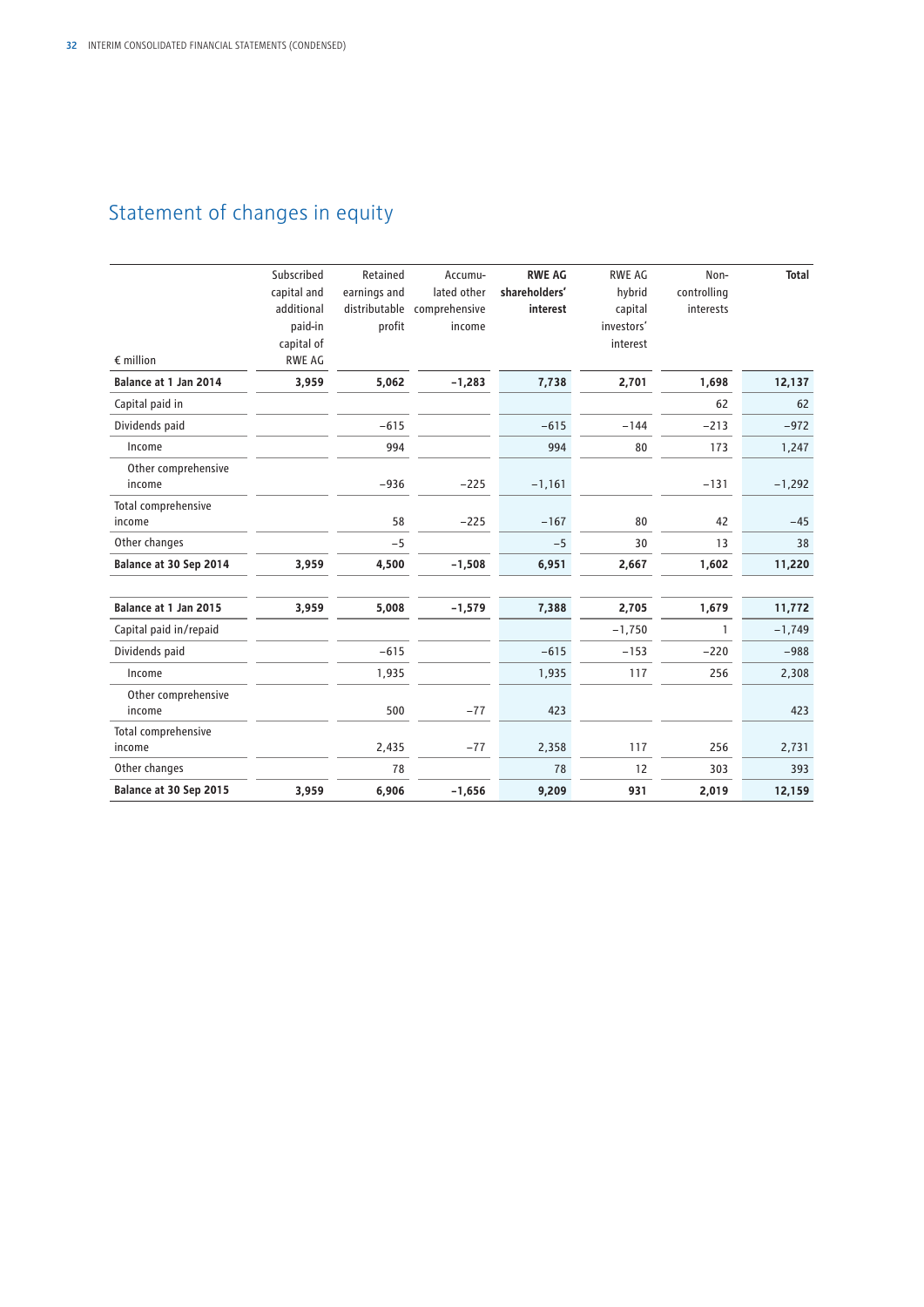## Statement of changes in equity

| € million | Subscribed capital and additional paid-in capital of RWE AG | Retained earnings and distributable profit | Accumu-lated other comprehensive income | **RWE AG shareholders' interest** | RWE AG hybrid capital investors' interest | Non-controlling interests | **Total** |
|---|---|---|---|---|---|---|---|
| **Balance at 1 Jan 2014** | **3,959** | **5,062** | **−1,283** | **7,738** | **2,701** | **1,698** | **12,137** |
| Capital paid in | | | | | | 62 | 62 |
| Dividends paid | | −615 | | −615 | −144 | −213 | −972 |
| Income | | 994 | | 994 | 80 | 173 | 1,247 |
| Other comprehensive income | | −936 | −225 | −1,161 | | −131 | −1,292 |
| Total comprehensive income | | 58 | −225 | −167 | 80 | 42 | −45 |
| Other changes | | −5 | | −5 | 30 | 13 | 38 |
| **Balance at 30 Sep 2014** | **3,959** | **4,500** | **−1,508** | **6,951** | **2,667** | **1,602** | **11,220** |
| | | | | | | | |
| **Balance at 1 Jan 2015** | **3,959** | **5,008** | **−1,579** | **7,388** | **2,705** | **1,679** | **11,772** |
| Capital paid in/repaid | | | | | −1,750 | 1 | −1,749 |
| Dividends paid | | −615 | | −615 | −153 | −220 | −988 |
| Income | | 1,935 | | 1,935 | 117 | 256 | 2,308 |
| Other comprehensive income | | 500 | −77 | 423 | | | 423 |
| Total comprehensive income | | 2,435 | −77 | 2,358 | 117 | 256 | 2,731 |
| Other changes | | 78 | | 78 | 12 | 303 | 393 |
| **Balance at 30 Sep 2015** | **3,959** | **6,906** | **−1,656** | **9,209** | **931** | **2,019** | **12,159** |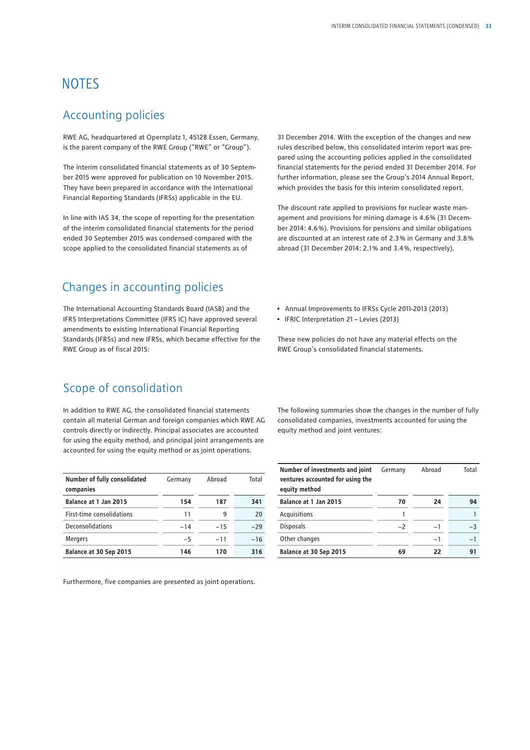# NOTES

## Accounting policies

RWE AG, headquartered at Opernplatz 1, 45128 Essen, Germany, is the parent company of the RWE Group ("RWE" or "Group").

The interim consolidated financial statements as of 30 September 2015 were approved for publication on 10 November 2015. They have been prepared in accordance with the International Financial Reporting Standards (IFRSs) applicable in the EU.

In line with IAS 34, the scope of reporting for the presentation of the interim consolidated financial statements for the period ended 30 September 2015 was condensed compared with the scope applied to the consolidated financial statements as of 31 December 2014. With the exception of the changes and new rules described below, this consolidated interim report was prepared using the accounting policies applied in the consolidated financial statements for the period ended 31 December 2014. For further information, please see the Group's 2014 Annual Report, which provides the basis for this interim consolidated report.

The discount rate applied to provisions for nuclear waste management and provisions for mining damage is 4.6% (31 December 2014: 4.6%). Provisions for pensions and similar obligations are discounted at an interest rate of 2.3% in Germany and 3.8% abroad (31 December 2014: 2.1% and 3.4%, respectively).

## Changes in accounting policies

The International Accounting Standards Board (IASB) and the IFRS Interpretations Committee (IFRS IC) have approved several amendments to existing International Financial Reporting Standards (IFRSs) and new IFRSs, which became effective for the RWE Group as of fiscal 2015:

- Annual Improvements to IFRSs Cycle 2011-2013 (2013)
- IFRIC Interpretation 21 – Levies (2013)

These new policies do not have any material effects on the RWE Group's consolidated financial statements.

## Scope of consolidation

In addition to RWE AG, the consolidated financial statements contain all material German and foreign companies which RWE AG controls directly or indirectly. Principal associates are accounted for using the equity method, and principal joint arrangements are accounted for using the equity method or as joint operations.

The following summaries show the changes in the number of fully consolidated companies, investments accounted for using the equity method and joint ventures:

| Number of fully consolidated companies | Germany | Abroad | Total |
|---|---|---|---|
| **Balance at 1 Jan 2015** | **154** | **187** | **341** |
| First-time consolidations | 11 | 9 | 20 |
| Deconsolidations | −14 | −15 | −29 |
| Mergers | −5 | −11 | −16 |
| **Balance at 30 Sep 2015** | **146** | **170** | **316** |

| Number of investments and joint ventures accounted for using the equity method | Germany | Abroad | Total |
|---|---|---|---|
| **Balance at 1 Jan 2015** | **70** | **24** | **94** |
| Acquisitions | 1 | | 1 |
| Disposals | −2 | −1 | −3 |
| Other changes | | −1 | −1 |
| **Balance at 30 Sep 2015** | **69** | **22** | **91** |

Furthermore, five companies are presented as joint operations.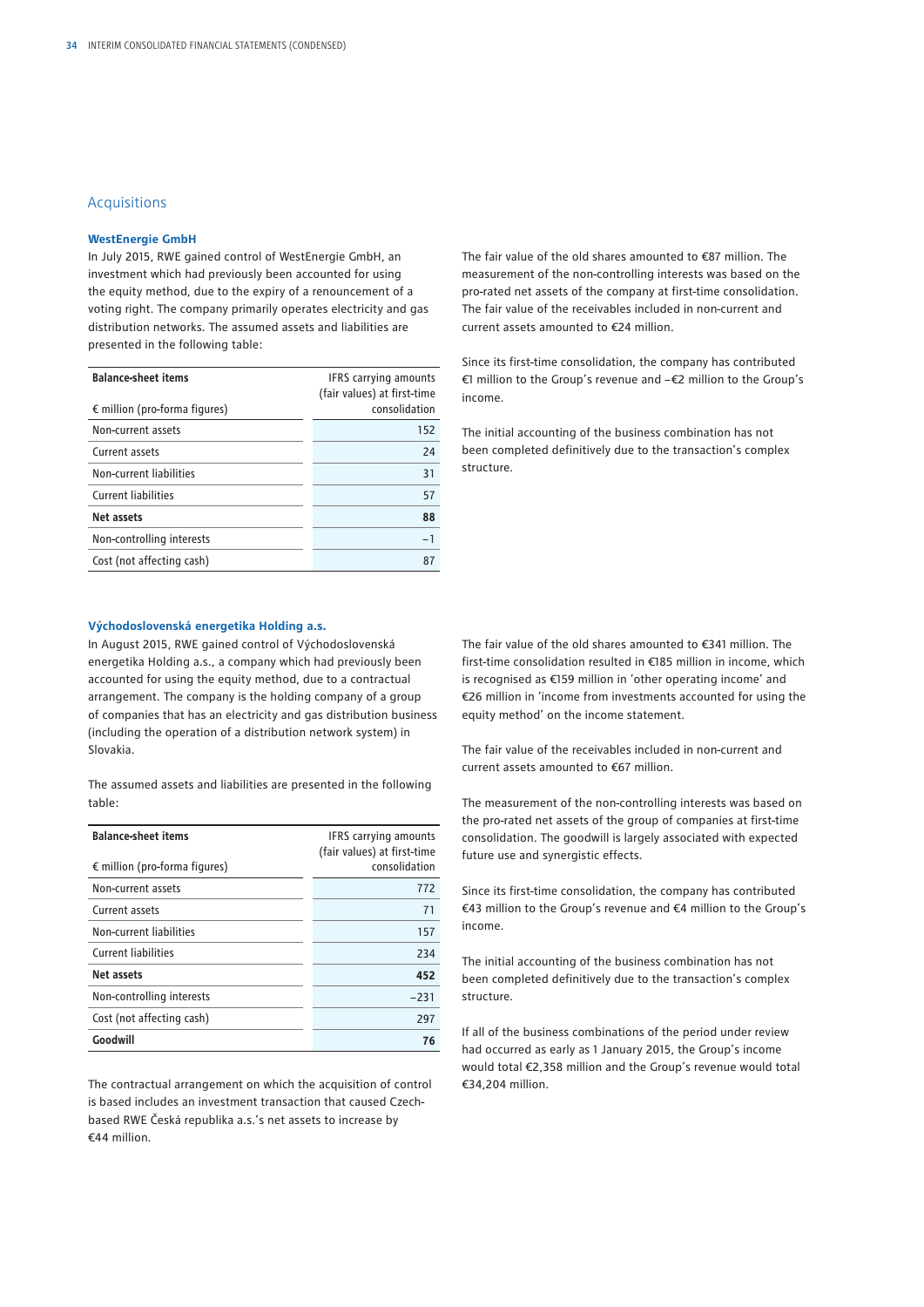## Acquisitions

### WestEnergie GmbH

In July 2015, RWE gained control of WestEnergie GmbH, an investment which had previously been accounted for using the equity method, due to the expiry of a renouncement of a voting right. The company primarily operates electricity and gas distribution networks. The assumed assets and liabilities are presented in the following table:

| Balance-sheet items<br>€ million (pro-forma figures) | IFRS carrying amounts (fair values) at first-time consolidation |
|---|---|
| Non-current assets | 152 |
| Current assets | 24 |
| Non-current liabilities | 31 |
| Current liabilities | 57 |
| **Net assets** | **88** |
| Non-controlling interests | −1 |
| Cost (not affecting cash) | 87 |

The fair value of the old shares amounted to €87 million. The measurement of the non-controlling interests was based on the pro-rated net assets of the company at first-time consolidation. The fair value of the receivables included in non-current and current assets amounted to €24 million.

Since its first-time consolidation, the company has contributed €1 million to the Group's revenue and −€2 million to the Group's income.

The initial accounting of the business combination has not been completed definitively due to the transaction's complex structure.

### Východoslovenská energetika Holding a.s.

In August 2015, RWE gained control of Východoslovenská energetika Holding a.s., a company which had previously been accounted for using the equity method, due to a contractual arrangement. The company is the holding company of a group of companies that has an electricity and gas distribution business (including the operation of a distribution network system) in Slovakia.

The assumed assets and liabilities are presented in the following table:

| Balance-sheet items<br>€ million (pro-forma figures) | IFRS carrying amounts (fair values) at first-time consolidation |
|---|---|
| Non-current assets | 772 |
| Current assets | 71 |
| Non-current liabilities | 157 |
| Current liabilities | 234 |
| **Net assets** | **452** |
| Non-controlling interests | −231 |
| Cost (not affecting cash) | 297 |
| **Goodwill** | **76** |

The contractual arrangement on which the acquisition of control is based includes an investment transaction that caused Czech-based RWE Česká republika a.s.'s net assets to increase by €44 million.

The fair value of the old shares amounted to €341 million. The first-time consolidation resulted in €185 million in income, which is recognised as €159 million in 'other operating income' and €26 million in 'income from investments accounted for using the equity method' on the income statement.

The fair value of the receivables included in non-current and current assets amounted to €67 million.

The measurement of the non-controlling interests was based on the pro-rated net assets of the group of companies at first-time consolidation. The goodwill is largely associated with expected future use and synergistic effects.

Since its first-time consolidation, the company has contributed €43 million to the Group's revenue and €4 million to the Group's income.

The initial accounting of the business combination has not been completed definitively due to the transaction's complex structure.

If all of the business combinations of the period under review had occurred as early as 1 January 2015, the Group's income would total €2,358 million and the Group's revenue would total €34,204 million.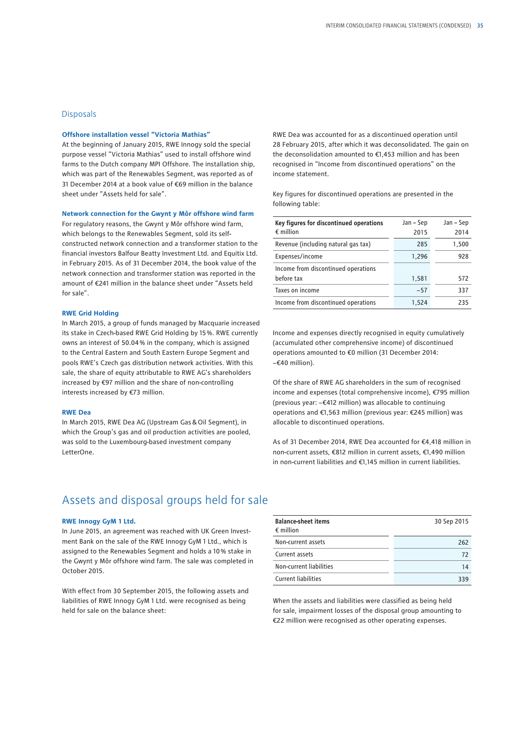## Disposals

### Offshore installation vessel "Victoria Mathias"

At the beginning of January 2015, RWE Innogy sold the special purpose vessel "Victoria Mathias" used to install offshore wind farms to the Dutch company MPI Offshore. The installation ship, which was part of the Renewables Segment, was reported as of 31 December 2014 at a book value of €69 million in the balance sheet under "Assets held for sale".

### Network connection for the Gwynt y Môr offshore wind farm

For regulatory reasons, the Gwynt y Môr offshore wind farm, which belongs to the Renewables Segment, sold its self-constructed network connection and a transformer station to the financial investors Balfour Beatty Investment Ltd. and Equitix Ltd. in February 2015. As of 31 December 2014, the book value of the network connection and transformer station was reported in the amount of €241 million in the balance sheet under "Assets held for sale".

### RWE Grid Holding

In March 2015, a group of funds managed by Macquarie increased its stake in Czech-based RWE Grid Holding by 15%. RWE currently owns an interest of 50.04% in the company, which is assigned to the Central Eastern and South Eastern Europe Segment and pools RWE's Czech gas distribution network activities. With this sale, the share of equity attributable to RWE AG's shareholders increased by €97 million and the share of non-controlling interests increased by €73 million.

### RWE Dea

In March 2015, RWE Dea AG (Upstream Gas & Oil Segment), in which the Group's gas and oil production activities are pooled, was sold to the Luxembourg-based investment company LetterOne.

RWE Dea was accounted for as a discontinued operation until 28 February 2015, after which it was deconsolidated. The gain on the deconsolidation amounted to €1,453 million and has been recognised in "Income from discontinued operations" on the income statement.

Key figures for discontinued operations are presented in the following table:

| Key figures for discontinued operations<br>€ million | Jan – Sep 2015 | Jan – Sep 2014 |
|---|---|---|
| Revenue (including natural gas tax) | 285 | 1,500 |
| Expenses/income | 1,296 | 928 |
| Income from discontinued operations before tax | 1,581 | 572 |
| Taxes on income | −57 | 337 |
| Income from discontinued operations | 1,524 | 235 |

Income and expenses directly recognised in equity cumulatively (accumulated other comprehensive income) of discontinued operations amounted to €0 million (31 December 2014: −€40 million).

Of the share of RWE AG shareholders in the sum of recognised income and expenses (total comprehensive income), €795 million (previous year: −€412 million) was allocable to continuing operations and €1,563 million (previous year: €245 million) was allocable to discontinued operations.

As of 31 December 2014, RWE Dea accounted for €4,418 million in non-current assets, €812 million in current assets, €1,490 million in non-current liabilities and €1,145 million in current liabilities.

## Assets and disposal groups held for sale

### RWE Innogy GyM 1 Ltd.

In June 2015, an agreement was reached with UK Green Investment Bank on the sale of the RWE Innogy GyM 1 Ltd., which is assigned to the Renewables Segment and holds a 10% stake in the Gwynt y Môr offshore wind farm. The sale was completed in October 2015.

With effect from 30 September 2015, the following assets and liabilities of RWE Innogy GyM 1 Ltd. were recognised as being held for sale on the balance sheet:

| Balance-sheet items<br>€ million | 30 Sep 2015 |
|---|---|
| Non-current assets | 262 |
| Current assets | 72 |
| Non-current liabilities | 14 |
| Current liabilities | 339 |

When the assets and liabilities were classified as being held for sale, impairment losses of the disposal group amounting to €22 million were recognised as other operating expenses.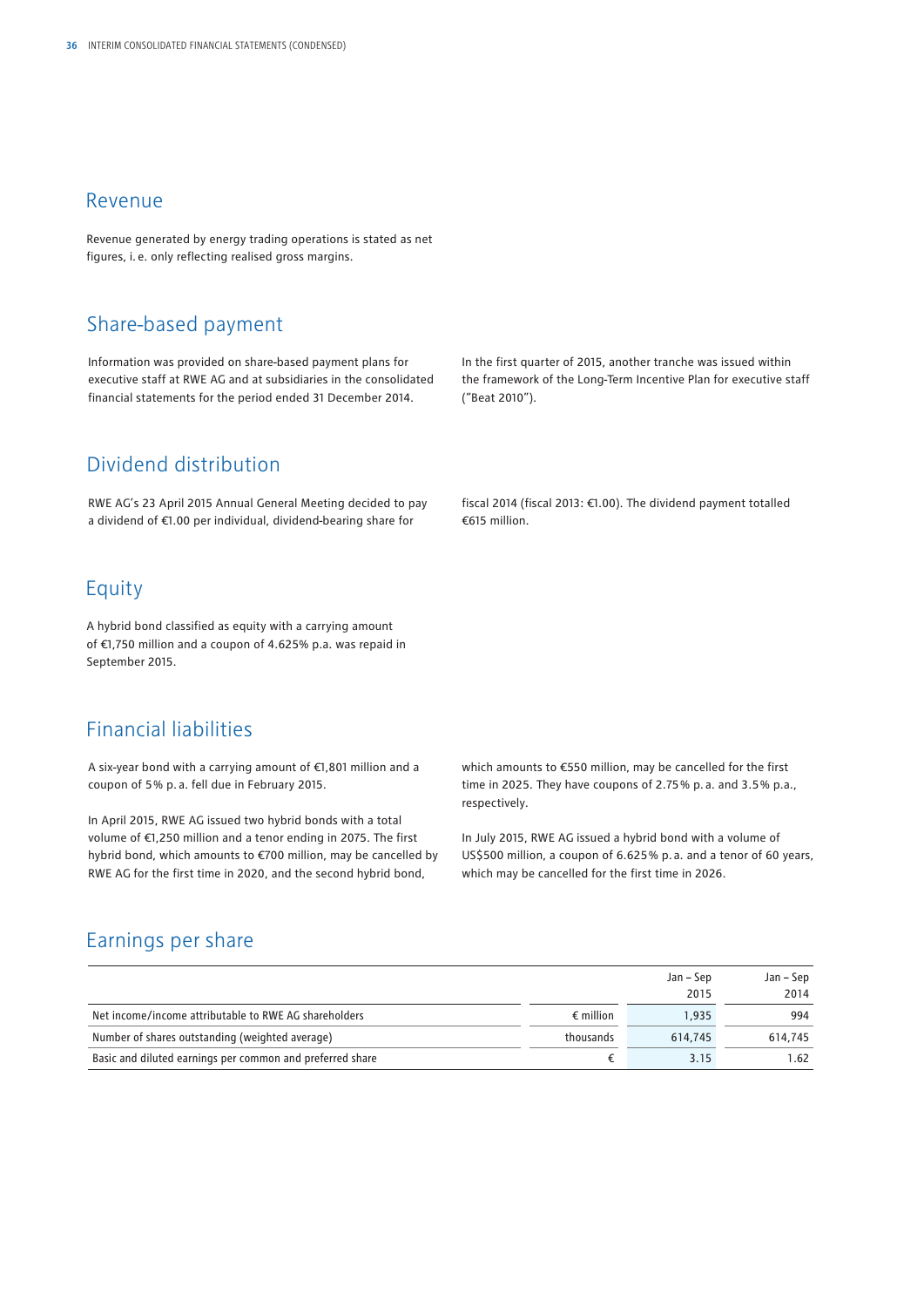## Revenue

Revenue generated by energy trading operations is stated as net figures, i. e. only reflecting realised gross margins.

## Share-based payment

Information was provided on share-based payment plans for executive staff at RWE AG and at subsidiaries in the consolidated financial statements for the period ended 31 December 2014.

In the first quarter of 2015, another tranche was issued within the framework of the Long-Term Incentive Plan for executive staff ("Beat 2010").

## Dividend distribution

RWE AG's 23 April 2015 Annual General Meeting decided to pay a dividend of €1.00 per individual, dividend-bearing share for fiscal 2014 (fiscal 2013: €1.00). The dividend payment totalled €615 million.

## Equity

A hybrid bond classified as equity with a carrying amount of €1,750 million and a coupon of 4.625% p.a. was repaid in September 2015.

## Financial liabilities

A six-year bond with a carrying amount of €1,801 million and a coupon of 5% p. a. fell due in February 2015.

In April 2015, RWE AG issued two hybrid bonds with a total volume of €1,250 million and a tenor ending in 2075. The first hybrid bond, which amounts to €700 million, may be cancelled by RWE AG for the first time in 2020, and the second hybrid bond, which amounts to €550 million, may be cancelled for the first time in 2025. They have coupons of 2.75% p. a. and 3.5% p.a., respectively.

In July 2015, RWE AG issued a hybrid bond with a volume of US$500 million, a coupon of 6.625% p. a. and a tenor of 60 years, which may be cancelled for the first time in 2026.

## Earnings per share

| | | Jan – Sep 2015 | Jan – Sep 2014 |
|---|---|---|---|
| Net income/income attributable to RWE AG shareholders | € million | 1,935 | 994 |
| Number of shares outstanding (weighted average) | thousands | 614,745 | 614,745 |
| Basic and diluted earnings per common and preferred share | € | 3.15 | 1.62 |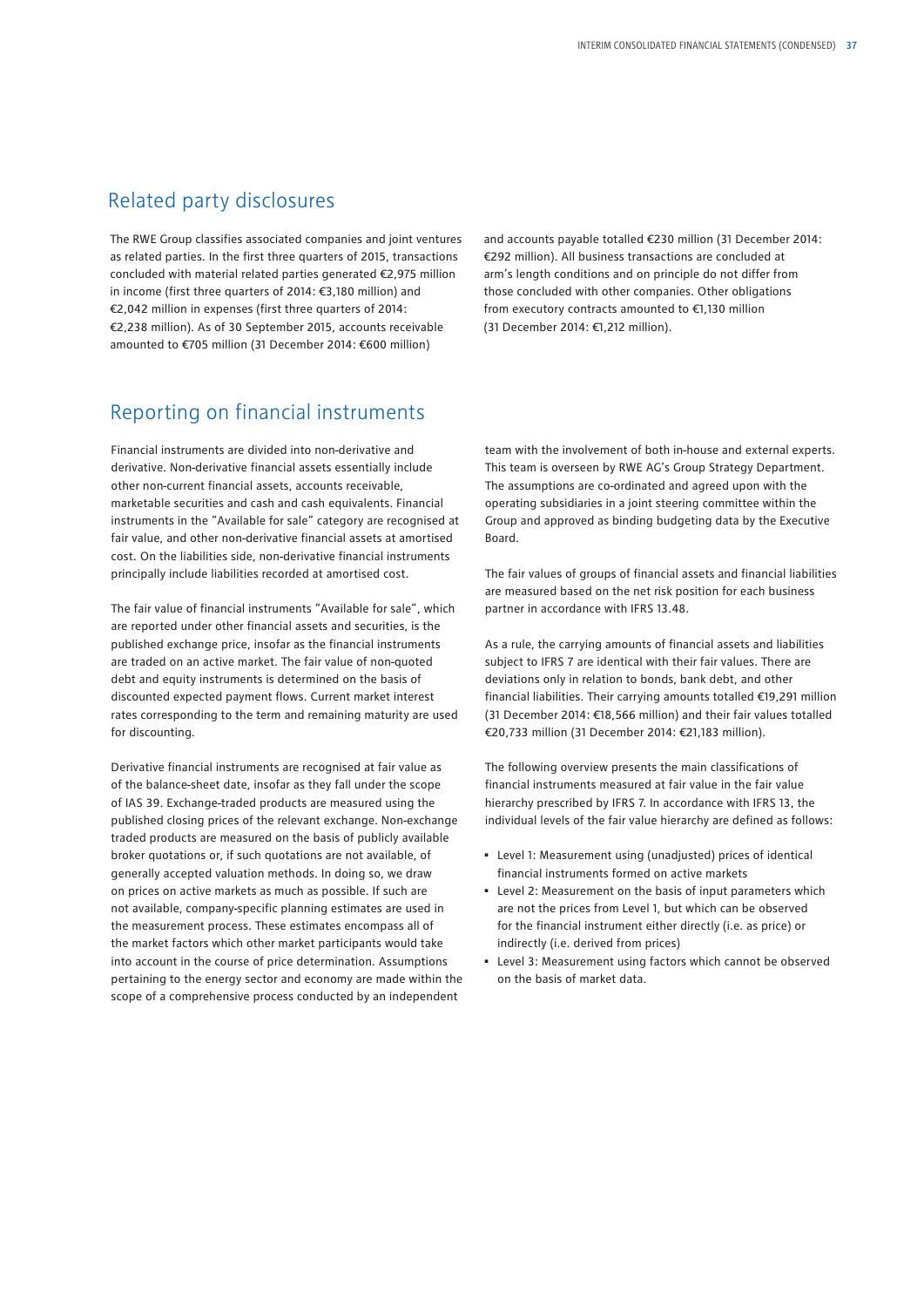## Related party disclosures

The RWE Group classifies associated companies and joint ventures as related parties. In the first three quarters of 2015, transactions concluded with material related parties generated €2,975 million in income (first three quarters of 2014: €3,180 million) and €2,042 million in expenses (first three quarters of 2014: €2,238 million). As of 30 September 2015, accounts receivable amounted to €705 million (31 December 2014: €600 million) and accounts payable totalled €230 million (31 December 2014: €292 million). All business transactions are concluded at arm's length conditions and on principle do not differ from those concluded with other companies. Other obligations from executory contracts amounted to €1,130 million (31 December 2014: €1,212 million).

## Reporting on financial instruments

Financial instruments are divided into non-derivative and derivative. Non-derivative financial assets essentially include other non-current financial assets, accounts receivable, marketable securities and cash and cash equivalents. Financial instruments in the "Available for sale" category are recognised at fair value, and other non-derivative financial assets at amortised cost. On the liabilities side, non-derivative financial instruments principally include liabilities recorded at amortised cost.

The fair value of financial instruments "Available for sale", which are reported under other financial assets and securities, is the published exchange price, insofar as the financial instruments are traded on an active market. The fair value of non-quoted debt and equity instruments is determined on the basis of discounted expected payment flows. Current market interest rates corresponding to the term and remaining maturity are used for discounting.

Derivative financial instruments are recognised at fair value as of the balance-sheet date, insofar as they fall under the scope of IAS 39. Exchange-traded products are measured using the published closing prices of the relevant exchange. Non-exchange traded products are measured on the basis of publicly available broker quotations or, if such quotations are not available, of generally accepted valuation methods. In doing so, we draw on prices on active markets as much as possible. If such are not available, company-specific planning estimates are used in the measurement process. These estimates encompass all of the market factors which other market participants would take into account in the course of price determination. Assumptions pertaining to the energy sector and economy are made within the scope of a comprehensive process conducted by an independent team with the involvement of both in-house and external experts. This team is overseen by RWE AG's Group Strategy Department. The assumptions are co-ordinated and agreed upon with the operating subsidiaries in a joint steering committee within the Group and approved as binding budgeting data by the Executive Board.

The fair values of groups of financial assets and financial liabilities are measured based on the net risk position for each business partner in accordance with IFRS 13.48.

As a rule, the carrying amounts of financial assets and liabilities subject to IFRS 7 are identical with their fair values. There are deviations only in relation to bonds, bank debt, and other financial liabilities. Their carrying amounts totalled €19,291 million (31 December 2014: €18,566 million) and their fair values totalled €20,733 million (31 December 2014: €21,183 million).

The following overview presents the main classifications of financial instruments measured at fair value in the fair value hierarchy prescribed by IFRS 7. In accordance with IFRS 13, the individual levels of the fair value hierarchy are defined as follows:

- Level 1: Measurement using (unadjusted) prices of identical financial instruments formed on active markets
- Level 2: Measurement on the basis of input parameters which are not the prices from Level 1, but which can be observed for the financial instrument either directly (i.e. as price) or indirectly (i.e. derived from prices)
- Level 3: Measurement using factors which cannot be observed on the basis of market data.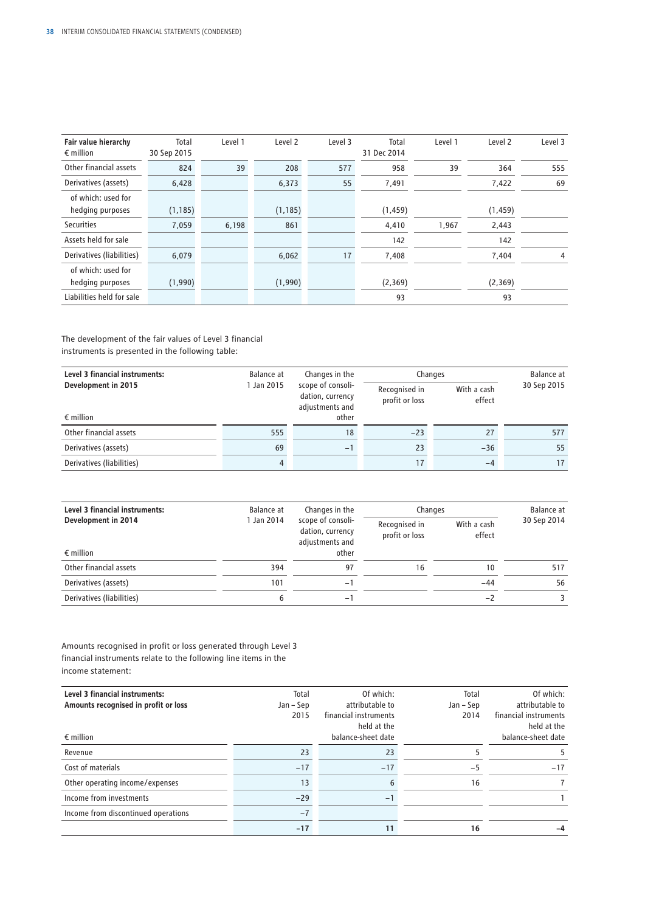| Fair value hierarchy<br>€ million | Total<br>30 Sep 2015 | Level 1 | Level 2 | Level 3 | Total<br>31 Dec 2014 | Level 1 | Level 2 | Level 3 |
|---|---|---|---|---|---|---|---|---|
| Other financial assets | 824 | 39 | 208 | 577 | 958 | 39 | 364 | 555 |
| Derivatives (assets) | 6,428 | | 6,373 | 55 | 7,491 | | 7,422 | 69 |
| of which: used for hedging purposes | (1,185) | | (1,185) | | (1,459) | | (1,459) | |
| Securities | 7,059 | 6,198 | 861 | | 4,410 | 1,967 | 2,443 | |
| Assets held for sale | | | | | 142 | | 142 | |
| Derivatives (liabilities) | 6,079 | | 6,062 | 17 | 7,408 | | 7,404 | 4 |
| of which: used for hedging purposes | (1,990) | | (1,990) | | (2,369) | | (2,369) | |
| Liabilities held for sale | | | | | 93 | | 93 | |

The development of the fair values of Level 3 financial instruments is presented in the following table:

| Level 3 financial instruments:<br>Development in 2015<br>€ million | Balance at<br>1 Jan 2015 | Changes in the scope of consolidation, currency adjustments and other | Changes | | Balance at<br>30 Sep 2015 |
|---|---|---|---|---|---|
| | | | Recognised in profit or loss | With a cash effect | |
| Other financial assets | 555 | 18 | −23 | 27 | 577 |
| Derivatives (assets) | 69 | −1 | 23 | −36 | 55 |
| Derivatives (liabilities) | 4 | | 17 | −4 | 17 |

| Level 3 financial instruments:<br>Development in 2014<br>€ million | Balance at<br>1 Jan 2014 | Changes in the scope of consolidation, currency adjustments and other | Changes | | Balance at<br>30 Sep 2014 |
|---|---|---|---|---|---|
| | | | Recognised in profit or loss | With a cash effect | |
| Other financial assets | 394 | 97 | 16 | 10 | 517 |
| Derivatives (assets) | 101 | −1 | | −44 | 56 |
| Derivatives (liabilities) | 6 | −1 | | −2 | 3 |

Amounts recognised in profit or loss generated through Level 3 financial instruments relate to the following line items in the income statement:

| Level 3 financial instruments:<br>Amounts recognised in profit or loss<br>€ million | Total<br>Jan – Sep<br>2015 | Of which:<br>attributable to financial instruments held at the balance-sheet date | Total<br>Jan – Sep<br>2014 | Of which:<br>attributable to financial instruments held at the balance-sheet date |
|---|---|---|---|---|
| Revenue | 23 | 23 | 5 | 5 |
| Cost of materials | −17 | −17 | −5 | −17 |
| Other operating income/expenses | 13 | 6 | 16 | 7 |
| Income from investments | −29 | −1 | | 1 |
| Income from discontinued operations | −7 | | | |
| | **−17** | **11** | **16** | **−4** |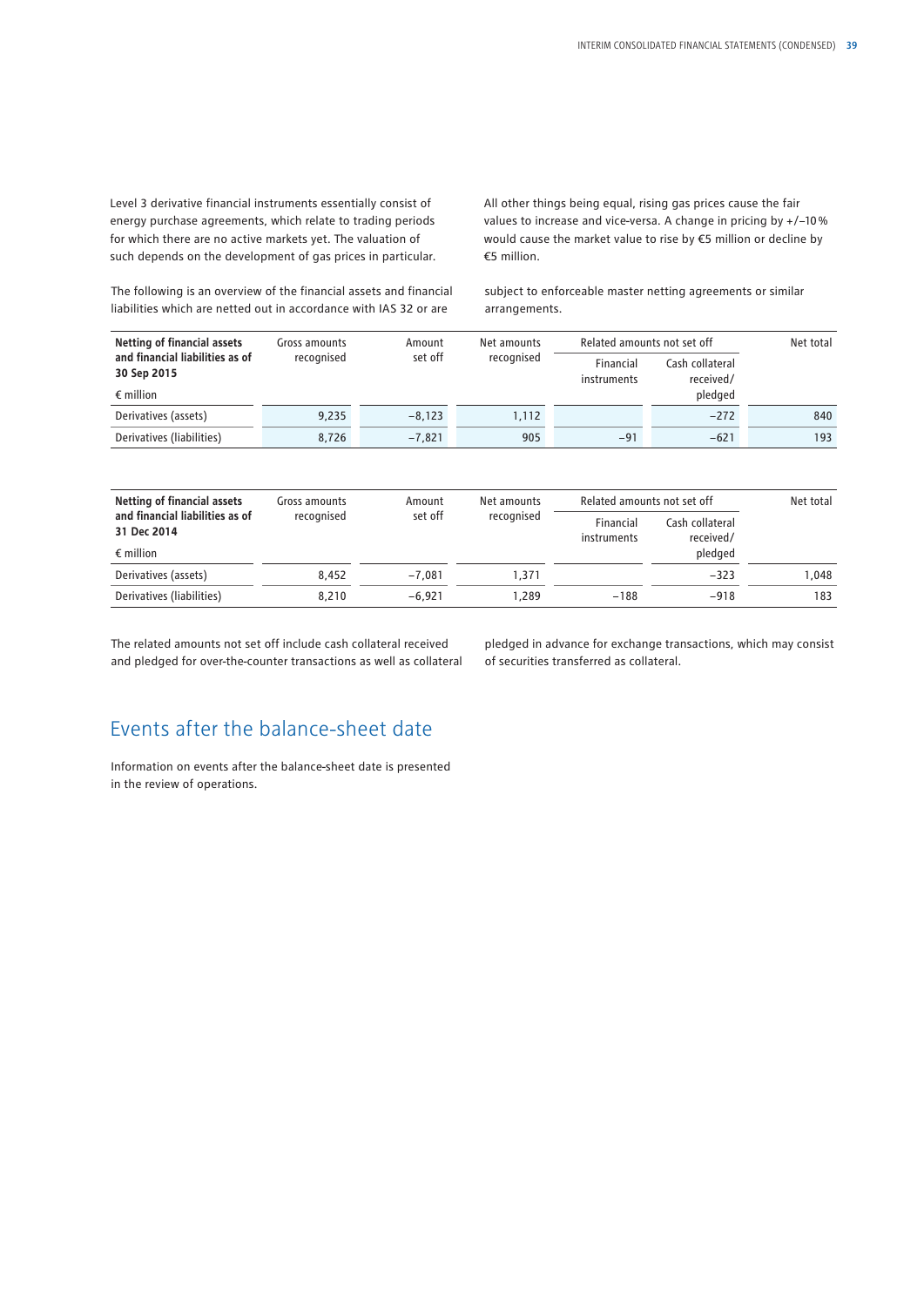Level 3 derivative financial instruments essentially consist of energy purchase agreements, which relate to trading periods for which there are no active markets yet. The valuation of such depends on the development of gas prices in particular. All other things being equal, rising gas prices cause the fair values to increase and vice-versa. A change in pricing by +/–10 % would cause the market value to rise by €5 million or decline by €5 million.

The following is an overview of the financial assets and financial liabilities which are netted out in accordance with IAS 32 or are subject to enforceable master netting agreements or similar arrangements.

| **Netting of financial assets and financial liabilities as of 30 Sep 2015** € million | Gross amounts recognised | Amount set off | Net amounts recognised | Related amounts not set off | | Net total |
|---|---|---|---|---|---|---|
| | | | | Financial instruments | Cash collateral received/ pledged | |
| Derivatives (assets) | 9,235 | −8,123 | 1,112 | | −272 | 840 |
| Derivatives (liabilities) | 8,726 | −7,821 | 905 | −91 | −621 | 193 |

| **Netting of financial assets and financial liabilities as of 31 Dec 2014** € million | Gross amounts recognised | Amount set off | Net amounts recognised | Related amounts not set off | | Net total |
|---|---|---|---|---|---|---|
| | | | | Financial instruments | Cash collateral received/ pledged | |
| Derivatives (assets) | 8,452 | −7,081 | 1,371 | | −323 | 1,048 |
| Derivatives (liabilities) | 8,210 | −6,921 | 1,289 | −188 | −918 | 183 |

The related amounts not set off include cash collateral received and pledged for over-the-counter transactions as well as collateral pledged in advance for exchange transactions, which may consist of securities transferred as collateral.

## Events after the balance-sheet date

Information on events after the balance-sheet date is presented in the review of operations.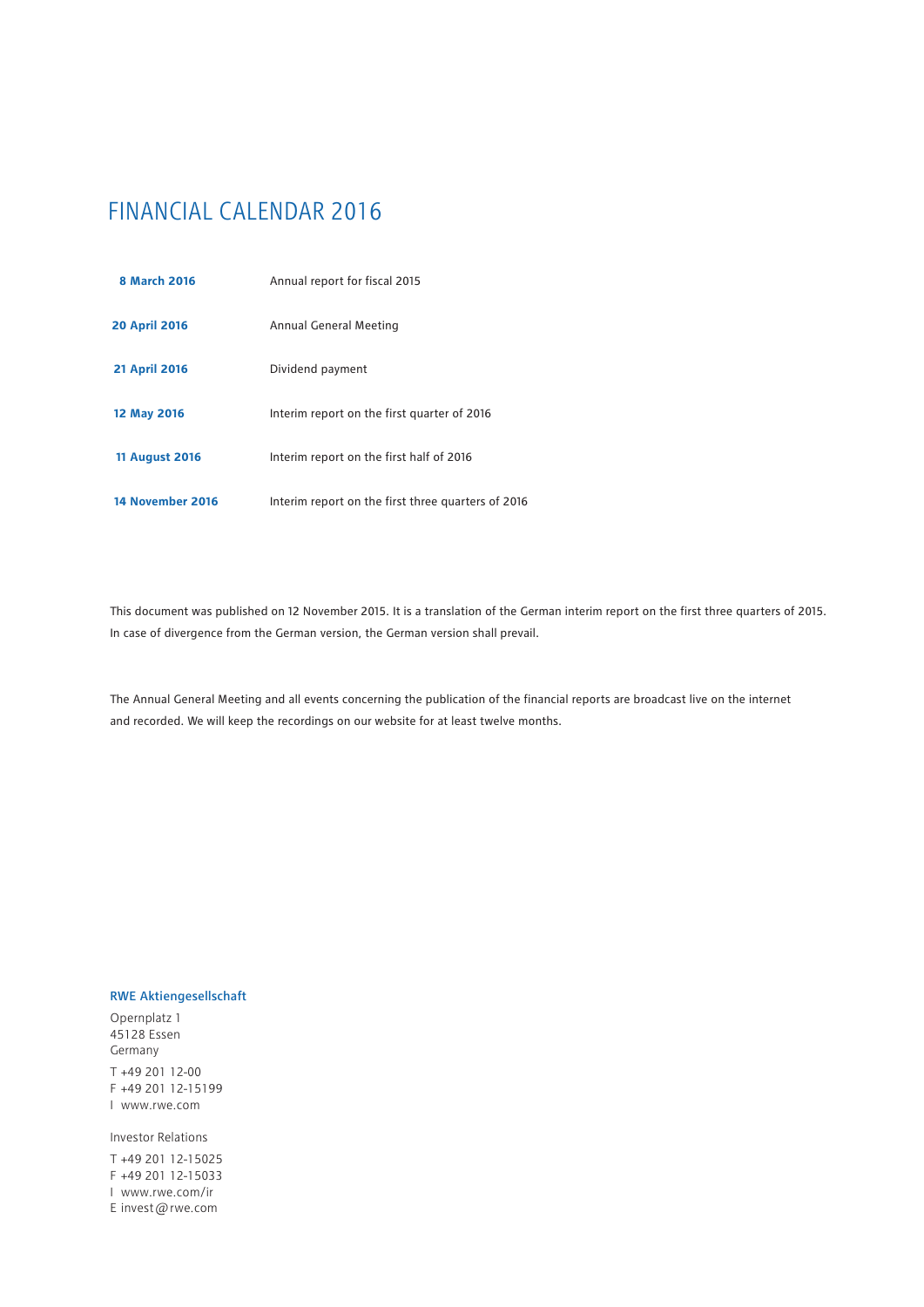# FINANCIAL CALENDAR 2016

| | |
|---|---|
| **8 March 2016** | Annual report for fiscal 2015 |
| **20 April 2016** | Annual General Meeting |
| **21 April 2016** | Dividend payment |
| **12 May 2016** | Interim report on the first quarter of 2016 |
| **11 August 2016** | Interim report on the first half of 2016 |
| **14 November 2016** | Interim report on the first three quarters of 2016 |

This document was published on 12 November 2015. It is a translation of the German interim report on the first three quarters of 2015. In case of divergence from the German version, the German version shall prevail.

The Annual General Meeting and all events concerning the publication of the financial reports are broadcast live on the internet and recorded. We will keep the recordings on our website for at least twelve months.

**RWE Aktiengesellschaft**

Opernplatz 1
45128 Essen
Germany

T +49 201 12-00
F +49 201 12-15199
I www.rwe.com

Investor Relations

T +49 201 12-15025
F +49 201 12-15033
I www.rwe.com/ir
E invest@rwe.com